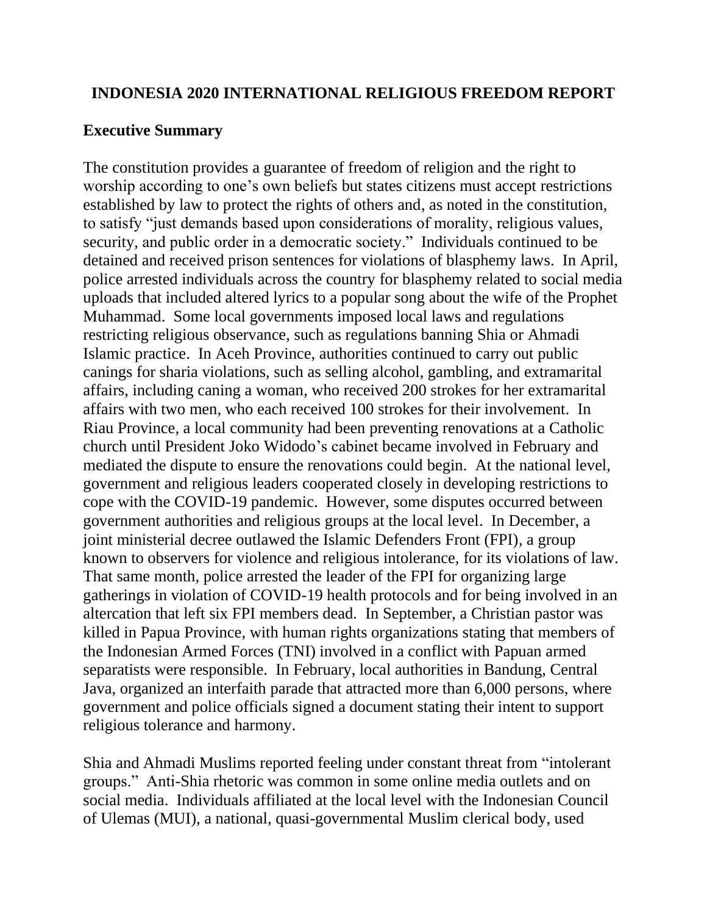# INDONESIA 2020 INTERNATIONAL RELIGIOUS FREEDOM REPORT

## Executive Summary

The constitution provides a guarantee of freedom of religion and the right to worship according to one's own beliefs but states citizens must accept restrictions established by law to protect the rights of others and, as noted in the constitution, to satisfy "just demands based upon considerations of morality, religious values, security, and public order in a democratic society." Individuals continued to be detained and received prison sentences for violations of blasphemy laws. In April, police arrested individuals across the country for blasphemy related to social media uploads that included altered lyrics to a popular song about the wife of the Prophet Muhammad. Some local governments imposed local laws and regulations restricting religious observance, such as regulations banning Shia or Ahmadi Islamic practice. In Aceh Province, authorities continued to carry out public canings for sharia violations, such as selling alcohol, gambling, and extramarital affairs, including caning a woman, who received 200 strokes for her extramarital affairs with two men, who each received 100 strokes for their involvement. In Riau Province, a local community had been preventing renovations at a Catholic church until President Joko Widodo's cabinet became involved in February and mediated the dispute to ensure the renovations could begin. At the national level, government and religious leaders cooperated closely in developing restrictions to cope with the COVID-19 pandemic. However, some disputes occurred between government authorities and religious groups at the local level. In December, a joint ministerial decree outlawed the Islamic Defenders Front (FPI), a group known to observers for violence and religious intolerance, for its violations of law. That same month, police arrested the leader of the FPI for organizing large gatherings in violation of COVID-19 health protocols and for being involved in an altercation that left six FPI members dead. In September, a Christian pastor was killed in Papua Province, with human rights organizations stating that members of the Indonesian Armed Forces (TNI) involved in a conflict with Papuan armed separatists were responsible. In February, local authorities in Bandung, Central Java, organized an interfaith parade that attracted more than 6,000 persons, where government and police officials signed a document stating their intent to support religious tolerance and harmony.

Shia and Ahmadi Muslims reported feeling under constant threat from "intolerant groups." Anti-Shia rhetoric was common in some online media outlets and on social media. Individuals affiliated at the local level with the Indonesian Council of Ulemas (MUI), a national, quasi-governmental Muslim clerical body, used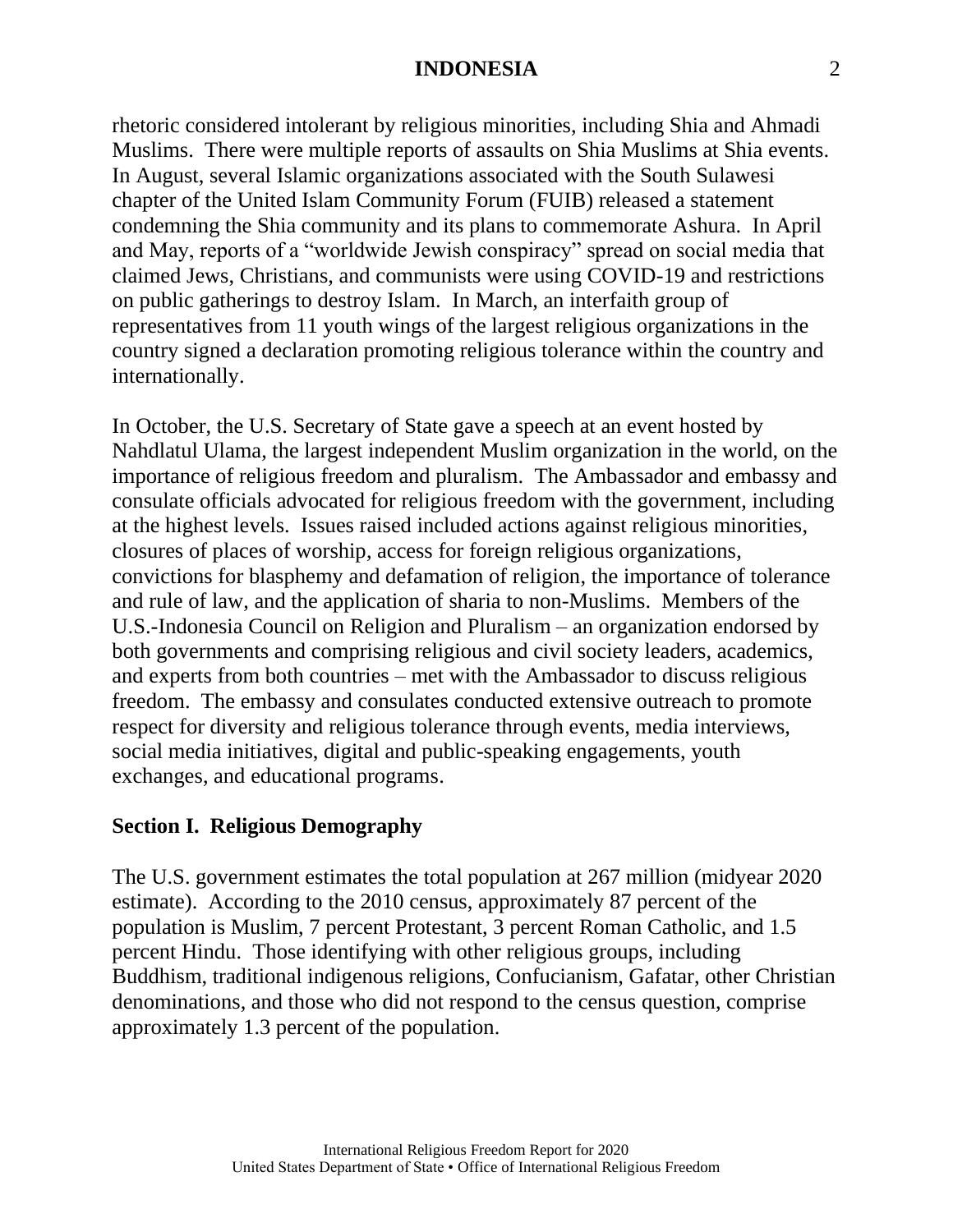rhetoric considered intolerant by religious minorities, including Shia and Ahmadi Muslims. There were multiple reports of assaults on Shia Muslims at Shia events. In August, several Islamic organizations associated with the South Sulawesi chapter of the United Islam Community Forum (FUIB) released a statement condemning the Shia community and its plans to commemorate Ashura. In April and May, reports of a "worldwide Jewish conspiracy" spread on social media that claimed Jews, Christians, and communists were using COVID-19 and restrictions on public gatherings to destroy Islam. In March, an interfaith group of representatives from 11 youth wings of the largest religious organizations in the country signed a declaration promoting religious tolerance within the country and internationally.

In October, the U.S. Secretary of State gave a speech at an event hosted by Nahdlatul Ulama, the largest independent Muslim organization in the world, on the importance of religious freedom and pluralism. The Ambassador and embassy and consulate officials advocated for religious freedom with the government, including at the highest levels. Issues raised included actions against religious minorities, closures of places of worship, access for foreign religious organizations, convictions for blasphemy and defamation of religion, the importance of tolerance and rule of law, and the application of sharia to non-Muslims. Members of the U.S.-Indonesia Council on Religion and Pluralism – an organization endorsed by both governments and comprising religious and civil society leaders, academics, and experts from both countries – met with the Ambassador to discuss religious freedom. The embassy and consulates conducted extensive outreach to promote respect for diversity and religious tolerance through events, media interviews, social media initiatives, digital and public-speaking engagements, youth exchanges, and educational programs.

## Section I. Religious Demography

The U.S. government estimates the total population at 267 million (midyear 2020 estimate). According to the 2010 census, approximately 87 percent of the population is Muslim, 7 percent Protestant, 3 percent Roman Catholic, and 1.5 percent Hindu. Those identifying with other religious groups, including Buddhism, traditional indigenous religions, Confucianism, Gafatar, other Christian denominations, and those who did not respond to the census question, comprise approximately 1.3 percent of the population.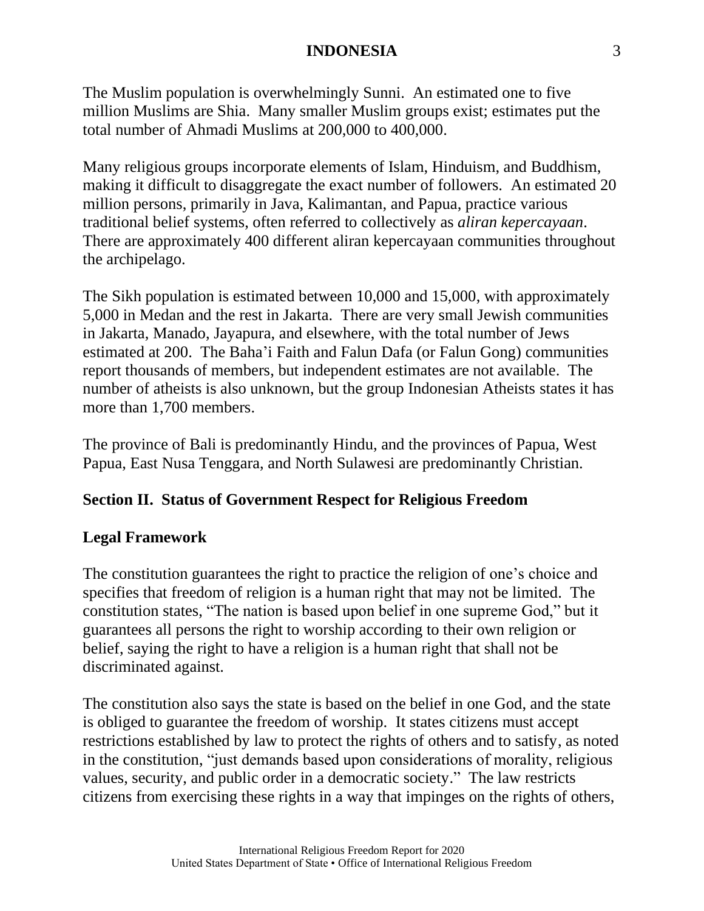The Muslim population is overwhelmingly Sunni. An estimated one to five million Muslims are Shia. Many smaller Muslim groups exist; estimates put the total number of Ahmadi Muslims at 200,000 to 400,000.

Many religious groups incorporate elements of Islam, Hinduism, and Buddhism, making it difficult to disaggregate the exact number of followers. An estimated 20 million persons, primarily in Java, Kalimantan, and Papua, practice various traditional belief systems, often referred to collectively as *aliran kepercayaan*. There are approximately 400 different aliran kepercayaan communities throughout the archipelago.

The Sikh population is estimated between 10,000 and 15,000, with approximately 5,000 in Medan and the rest in Jakarta. There are very small Jewish communities in Jakarta, Manado, Jayapura, and elsewhere, with the total number of Jews estimated at 200. The Baha'i Faith and Falun Dafa (or Falun Gong) communities report thousands of members, but independent estimates are not available. The number of atheists is also unknown, but the group Indonesian Atheists states it has more than 1,700 members.

The province of Bali is predominantly Hindu, and the provinces of Papua, West Papua, East Nusa Tenggara, and North Sulawesi are predominantly Christian.

## Section II. Status of Government Respect for Religious Freedom

### Legal Framework

The constitution guarantees the right to practice the religion of one's choice and specifies that freedom of religion is a human right that may not be limited. The constitution states, "The nation is based upon belief in one supreme God," but it guarantees all persons the right to worship according to their own religion or belief, saying the right to have a religion is a human right that shall not be discriminated against.

The constitution also says the state is based on the belief in one God, and the state is obliged to guarantee the freedom of worship. It states citizens must accept restrictions established by law to protect the rights of others and to satisfy, as noted in the constitution, "just demands based upon considerations of morality, religious values, security, and public order in a democratic society." The law restricts citizens from exercising these rights in a way that impinges on the rights of others,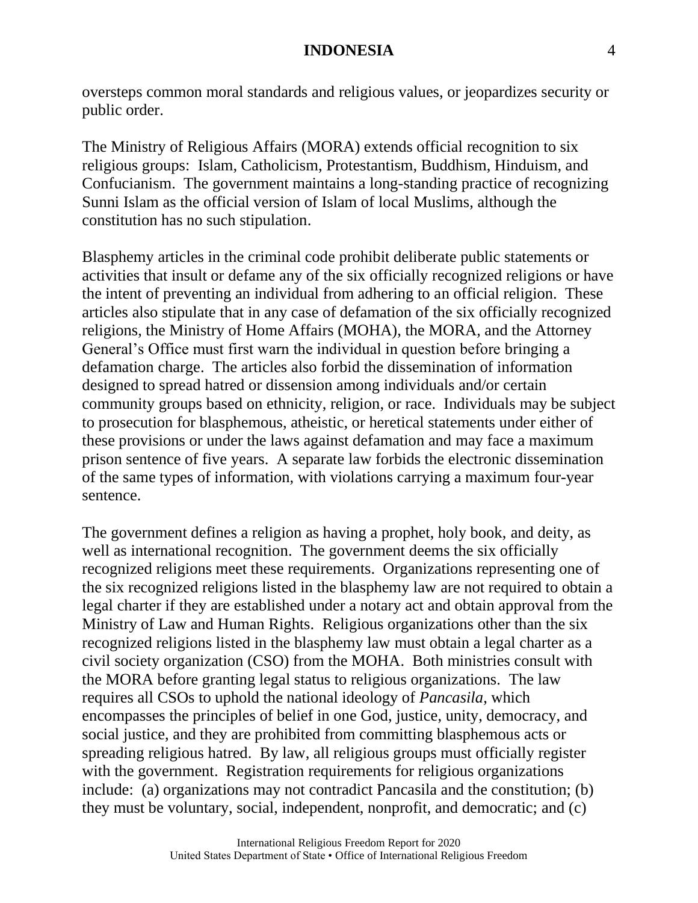oversteps common moral standards and religious values, or jeopardizes security or public order.

The Ministry of Religious Affairs (MORA) extends official recognition to six religious groups:  Islam, Catholicism, Protestantism, Buddhism, Hinduism, and Confucianism.  The government maintains a long-standing practice of recognizing Sunni Islam as the official version of Islam of local Muslims, although the constitution has no such stipulation.

Blasphemy articles in the criminal code prohibit deliberate public statements or activities that insult or defame any of the six officially recognized religions or have the intent of preventing an individual from adhering to an official religion.  These articles also stipulate that in any case of defamation of the six officially recognized religions, the Ministry of Home Affairs (MOHA), the MORA, and the Attorney General's Office must first warn the individual in question before bringing a defamation charge.  The articles also forbid the dissemination of information designed to spread hatred or dissension among individuals and/or certain community groups based on ethnicity, religion, or race.  Individuals may be subject to prosecution for blasphemous, atheistic, or heretical statements under either of these provisions or under the laws against defamation and may face a maximum prison sentence of five years.  A separate law forbids the electronic dissemination of the same types of information, with violations carrying a maximum four-year sentence.

The government defines a religion as having a prophet, holy book, and deity, as well as international recognition.  The government deems the six officially recognized religions meet these requirements.  Organizations representing one of the six recognized religions listed in the blasphemy law are not required to obtain a legal charter if they are established under a notary act and obtain approval from the Ministry of Law and Human Rights.  Religious organizations other than the six recognized religions listed in the blasphemy law must obtain a legal charter as a civil society organization (CSO) from the MOHA.  Both ministries consult with the MORA before granting legal status to religious organizations.  The law requires all CSOs to uphold the national ideology of *Pancasila,* which encompasses the principles of belief in one God, justice, unity, democracy, and social justice, and they are prohibited from committing blasphemous acts or spreading religious hatred.  By law, all religious groups must officially register with the government.  Registration requirements for religious organizations include:  (a) organizations may not contradict Pancasila and the constitution; (b) they must be voluntary, social, independent, nonprofit, and democratic; and (c)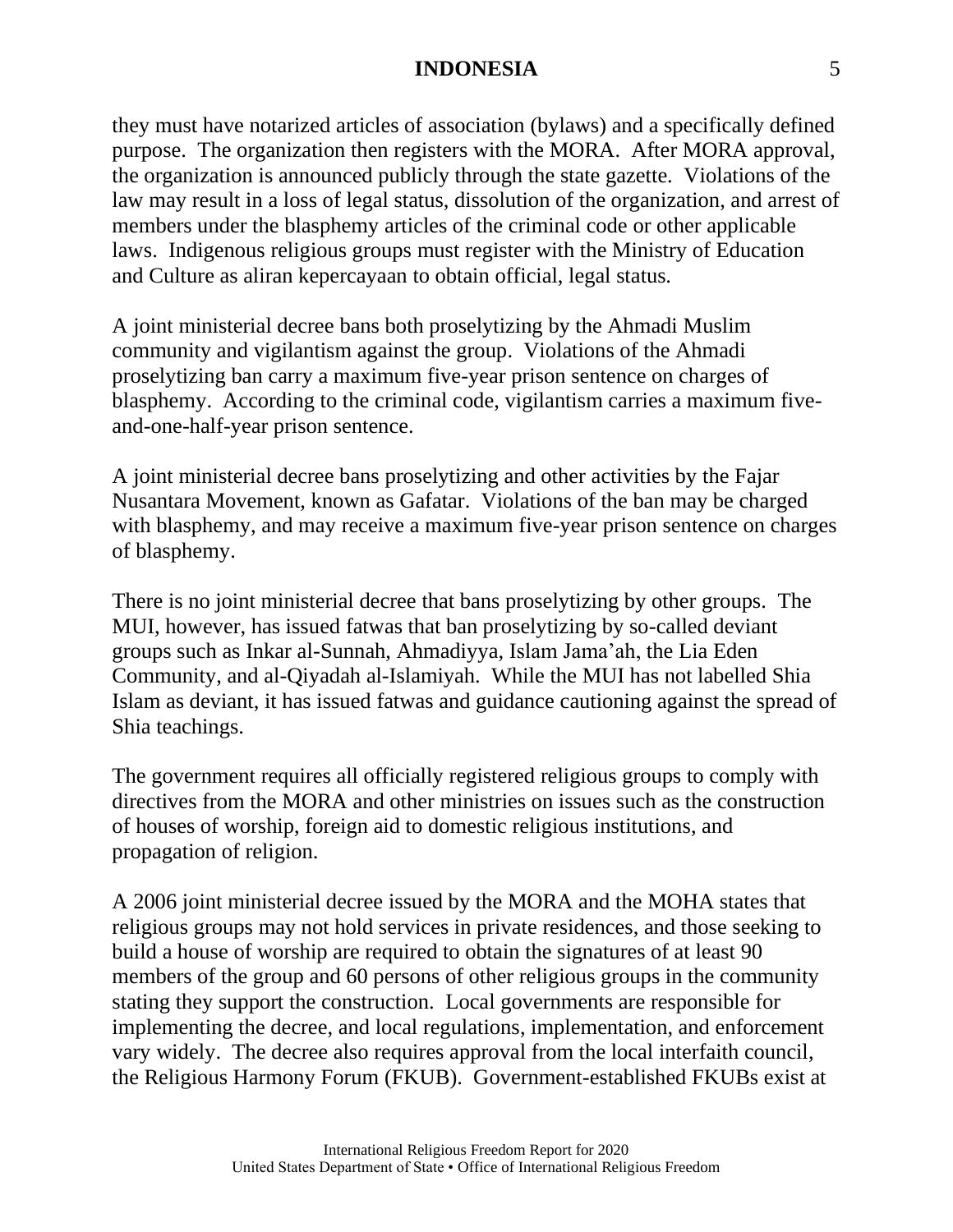they must have notarized articles of association (bylaws) and a specifically defined purpose. The organization then registers with the MORA. After MORA approval, the organization is announced publicly through the state gazette. Violations of the law may result in a loss of legal status, dissolution of the organization, and arrest of members under the blasphemy articles of the criminal code or other applicable laws. Indigenous religious groups must register with the Ministry of Education and Culture as aliran kepercayaan to obtain official, legal status.

A joint ministerial decree bans both proselytizing by the Ahmadi Muslim community and vigilantism against the group. Violations of the Ahmadi proselytizing ban carry a maximum five-year prison sentence on charges of blasphemy. According to the criminal code, vigilantism carries a maximum five-and-one-half-year prison sentence.

A joint ministerial decree bans proselytizing and other activities by the Fajar Nusantara Movement, known as Gafatar. Violations of the ban may be charged with blasphemy, and may receive a maximum five-year prison sentence on charges of blasphemy.

There is no joint ministerial decree that bans proselytizing by other groups. The MUI, however, has issued fatwas that ban proselytizing by so-called deviant groups such as Inkar al-Sunnah, Ahmadiyya, Islam Jama'ah, the Lia Eden Community, and al-Qiyadah al-Islamiyah. While the MUI has not labelled Shia Islam as deviant, it has issued fatwas and guidance cautioning against the spread of Shia teachings.

The government requires all officially registered religious groups to comply with directives from the MORA and other ministries on issues such as the construction of houses of worship, foreign aid to domestic religious institutions, and propagation of religion.

A 2006 joint ministerial decree issued by the MORA and the MOHA states that religious groups may not hold services in private residences, and those seeking to build a house of worship are required to obtain the signatures of at least 90 members of the group and 60 persons of other religious groups in the community stating they support the construction. Local governments are responsible for implementing the decree, and local regulations, implementation, and enforcement vary widely. The decree also requires approval from the local interfaith council, the Religious Harmony Forum (FKUB). Government-established FKUBs exist at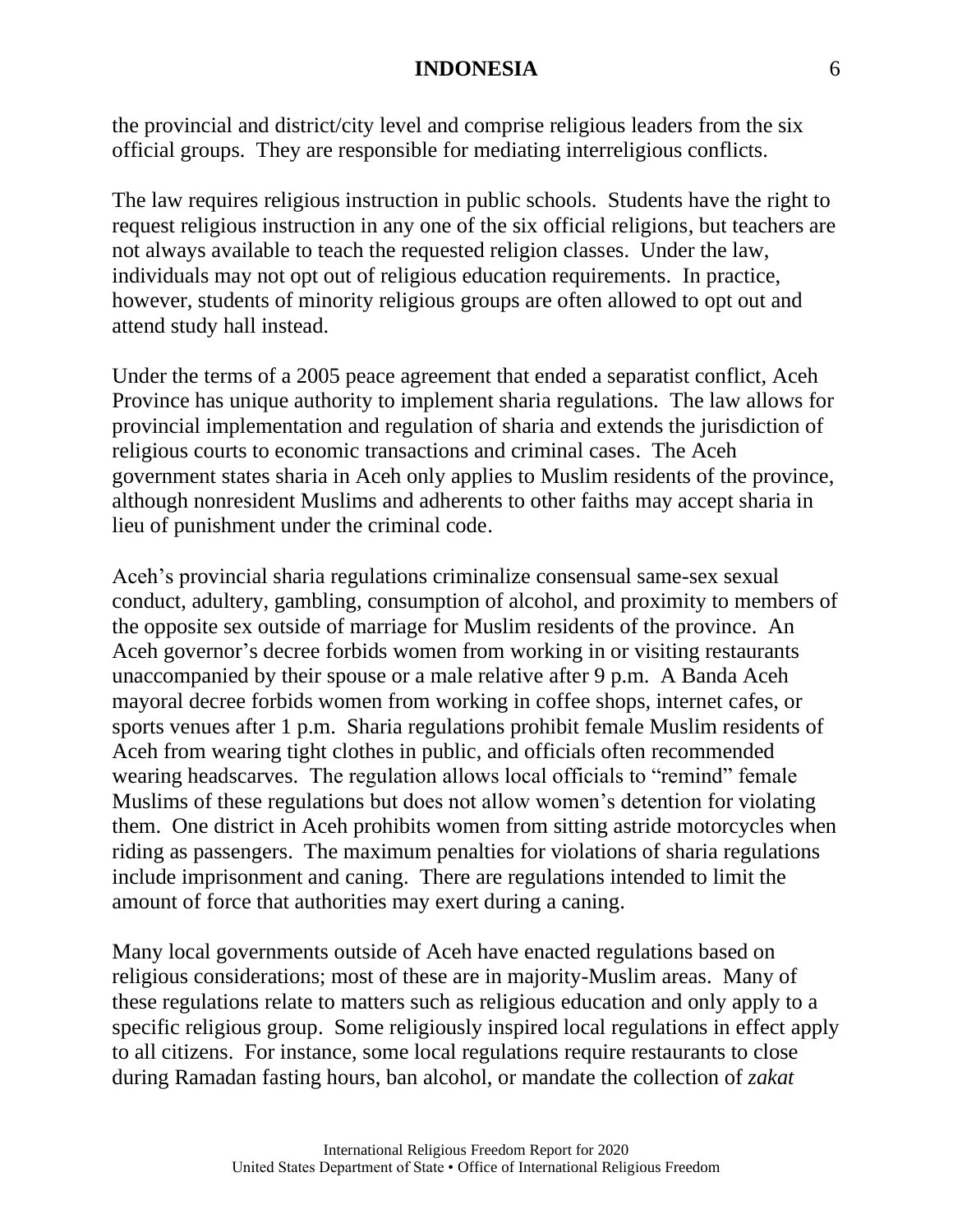the provincial and district/city level and comprise religious leaders from the six official groups. They are responsible for mediating interreligious conflicts.

The law requires religious instruction in public schools. Students have the right to request religious instruction in any one of the six official religions, but teachers are not always available to teach the requested religion classes. Under the law, individuals may not opt out of religious education requirements. In practice, however, students of minority religious groups are often allowed to opt out and attend study hall instead.

Under the terms of a 2005 peace agreement that ended a separatist conflict, Aceh Province has unique authority to implement sharia regulations. The law allows for provincial implementation and regulation of sharia and extends the jurisdiction of religious courts to economic transactions and criminal cases. The Aceh government states sharia in Aceh only applies to Muslim residents of the province, although nonresident Muslims and adherents to other faiths may accept sharia in lieu of punishment under the criminal code.

Aceh's provincial sharia regulations criminalize consensual same-sex sexual conduct, adultery, gambling, consumption of alcohol, and proximity to members of the opposite sex outside of marriage for Muslim residents of the province. An Aceh governor's decree forbids women from working in or visiting restaurants unaccompanied by their spouse or a male relative after 9 p.m. A Banda Aceh mayoral decree forbids women from working in coffee shops, internet cafes, or sports venues after 1 p.m. Sharia regulations prohibit female Muslim residents of Aceh from wearing tight clothes in public, and officials often recommended wearing headscarves. The regulation allows local officials to "remind" female Muslims of these regulations but does not allow women's detention for violating them. One district in Aceh prohibits women from sitting astride motorcycles when riding as passengers. The maximum penalties for violations of sharia regulations include imprisonment and caning. There are regulations intended to limit the amount of force that authorities may exert during a caning.

Many local governments outside of Aceh have enacted regulations based on religious considerations; most of these are in majority-Muslim areas. Many of these regulations relate to matters such as religious education and only apply to a specific religious group. Some religiously inspired local regulations in effect apply to all citizens. For instance, some local regulations require restaurants to close during Ramadan fasting hours, ban alcohol, or mandate the collection of *zakat*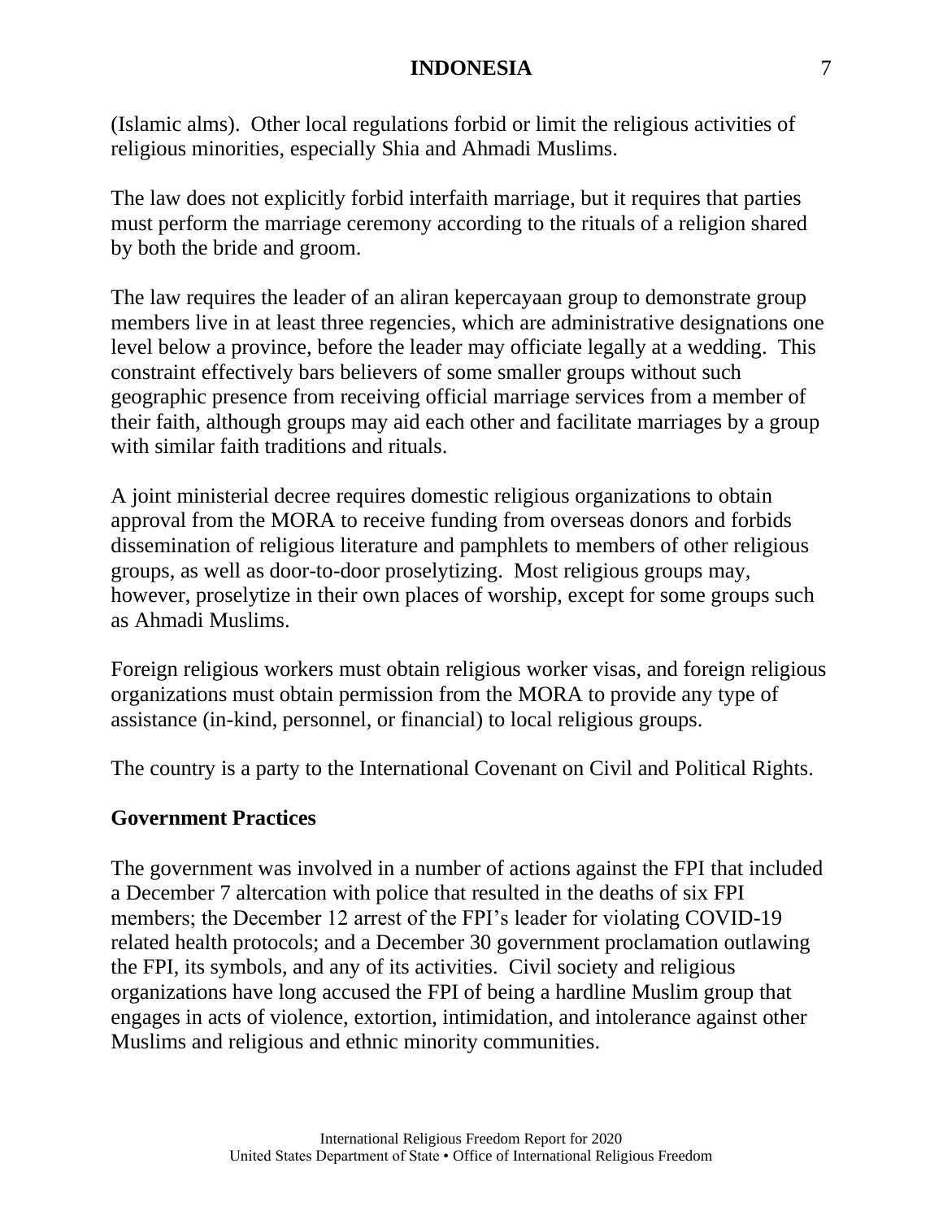(Islamic alms). Other local regulations forbid or limit the religious activities of religious minorities, especially Shia and Ahmadi Muslims.

The law does not explicitly forbid interfaith marriage, but it requires that parties must perform the marriage ceremony according to the rituals of a religion shared by both the bride and groom.

The law requires the leader of an aliran kepercayaan group to demonstrate group members live in at least three regencies, which are administrative designations one level below a province, before the leader may officiate legally at a wedding. This constraint effectively bars believers of some smaller groups without such geographic presence from receiving official marriage services from a member of their faith, although groups may aid each other and facilitate marriages by a group with similar faith traditions and rituals.

A joint ministerial decree requires domestic religious organizations to obtain approval from the MORA to receive funding from overseas donors and forbids dissemination of religious literature and pamphlets to members of other religious groups, as well as door-to-door proselytizing. Most religious groups may, however, proselytize in their own places of worship, except for some groups such as Ahmadi Muslims.

Foreign religious workers must obtain religious worker visas, and foreign religious organizations must obtain permission from the MORA to provide any type of assistance (in-kind, personnel, or financial) to local religious groups.

The country is a party to the International Covenant on Civil and Political Rights.

## Government Practices

The government was involved in a number of actions against the FPI that included a December 7 altercation with police that resulted in the deaths of six FPI members; the December 12 arrest of the FPI's leader for violating COVID-19 related health protocols; and a December 30 government proclamation outlawing the FPI, its symbols, and any of its activities. Civil society and religious organizations have long accused the FPI of being a hardline Muslim group that engages in acts of violence, extortion, intimidation, and intolerance against other Muslims and religious and ethnic minority communities.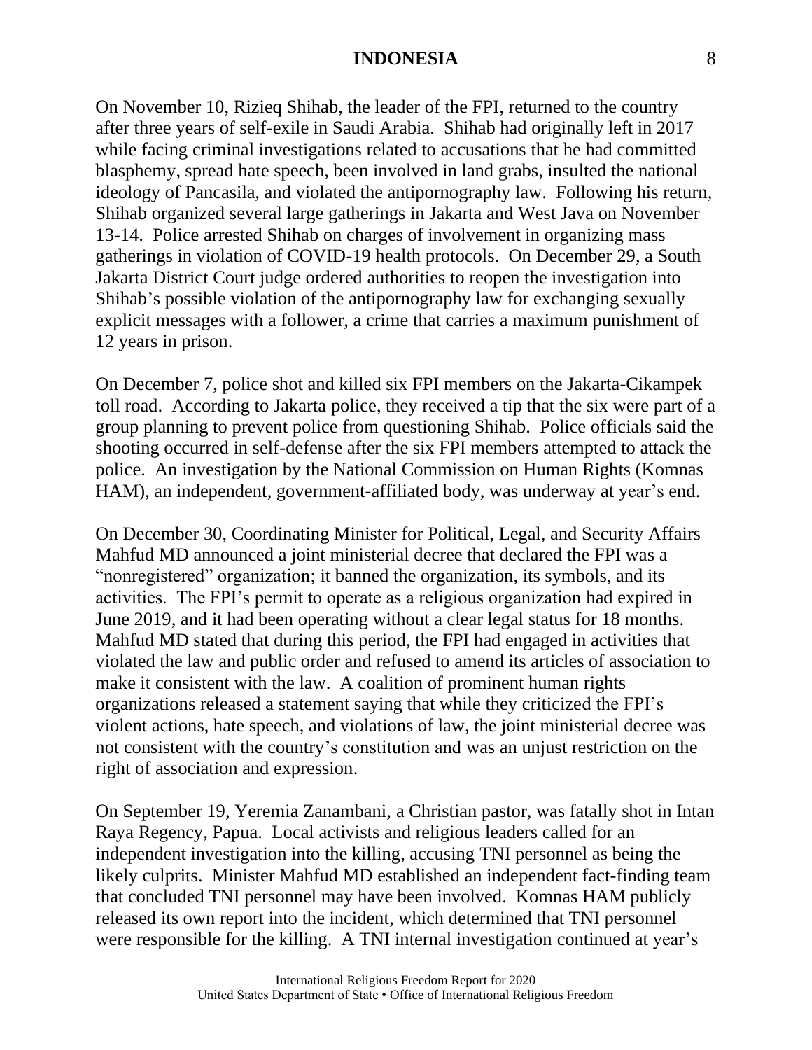On November 10, Rizieq Shihab, the leader of the FPI, returned to the country after three years of self-exile in Saudi Arabia. Shihab had originally left in 2017 while facing criminal investigations related to accusations that he had committed blasphemy, spread hate speech, been involved in land grabs, insulted the national ideology of Pancasila, and violated the antipornography law. Following his return, Shihab organized several large gatherings in Jakarta and West Java on November 13-14. Police arrested Shihab on charges of involvement in organizing mass gatherings in violation of COVID-19 health protocols. On December 29, a South Jakarta District Court judge ordered authorities to reopen the investigation into Shihab's possible violation of the antipornography law for exchanging sexually explicit messages with a follower, a crime that carries a maximum punishment of 12 years in prison.

On December 7, police shot and killed six FPI members on the Jakarta-Cikampek toll road. According to Jakarta police, they received a tip that the six were part of a group planning to prevent police from questioning Shihab. Police officials said the shooting occurred in self-defense after the six FPI members attempted to attack the police. An investigation by the National Commission on Human Rights (Komnas HAM), an independent, government-affiliated body, was underway at year's end.

On December 30, Coordinating Minister for Political, Legal, and Security Affairs Mahfud MD announced a joint ministerial decree that declared the FPI was a "nonregistered" organization; it banned the organization, its symbols, and its activities. The FPI's permit to operate as a religious organization had expired in June 2019, and it had been operating without a clear legal status for 18 months. Mahfud MD stated that during this period, the FPI had engaged in activities that violated the law and public order and refused to amend its articles of association to make it consistent with the law. A coalition of prominent human rights organizations released a statement saying that while they criticized the FPI's violent actions, hate speech, and violations of law, the joint ministerial decree was not consistent with the country's constitution and was an unjust restriction on the right of association and expression.

On September 19, Yeremia Zanambani, a Christian pastor, was fatally shot in Intan Raya Regency, Papua. Local activists and religious leaders called for an independent investigation into the killing, accusing TNI personnel as being the likely culprits. Minister Mahfud MD established an independent fact-finding team that concluded TNI personnel may have been involved. Komnas HAM publicly released its own report into the incident, which determined that TNI personnel were responsible for the killing. A TNI internal investigation continued at year's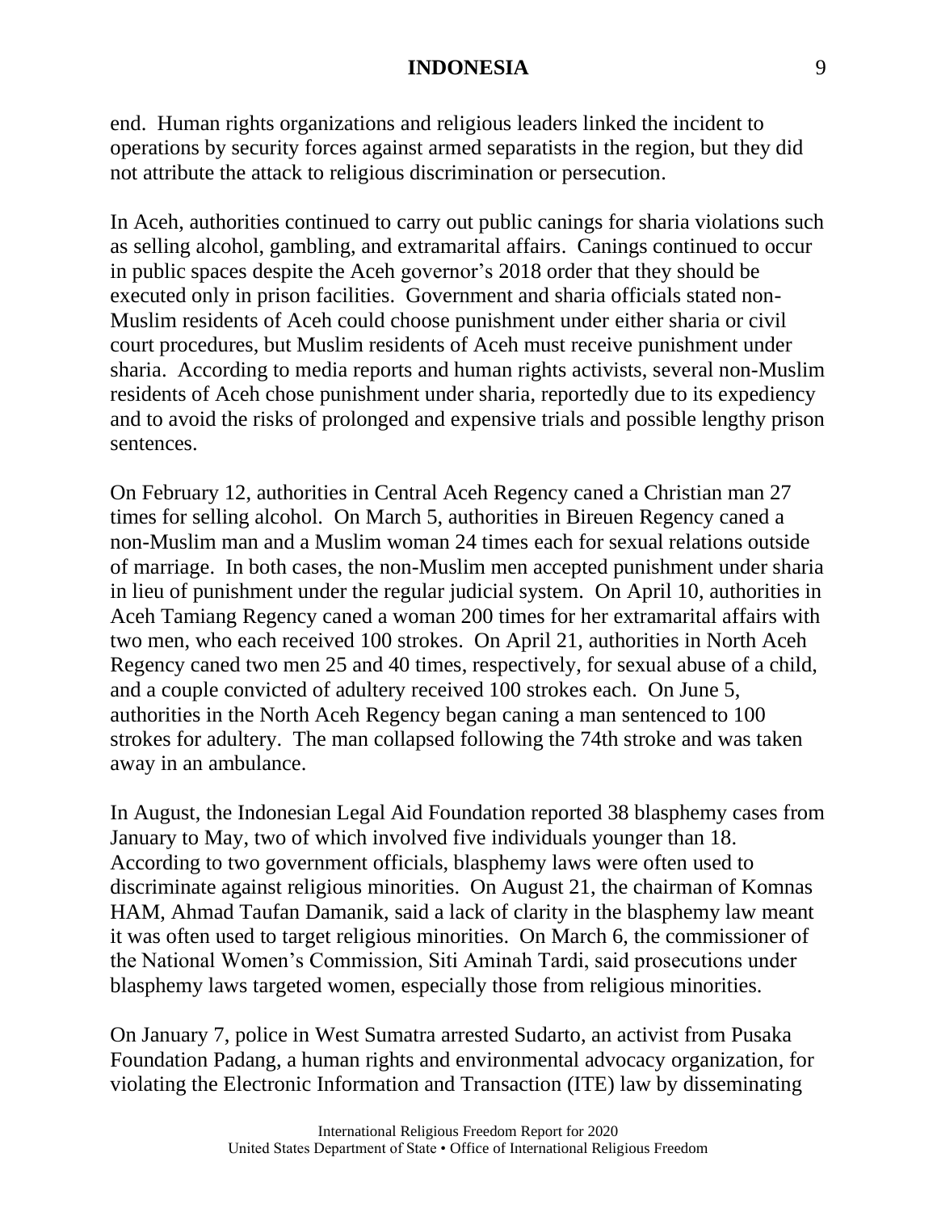end. Human rights organizations and religious leaders linked the incident to operations by security forces against armed separatists in the region, but they did not attribute the attack to religious discrimination or persecution.

In Aceh, authorities continued to carry out public canings for sharia violations such as selling alcohol, gambling, and extramarital affairs. Canings continued to occur in public spaces despite the Aceh governor's 2018 order that they should be executed only in prison facilities. Government and sharia officials stated non-Muslim residents of Aceh could choose punishment under either sharia or civil court procedures, but Muslim residents of Aceh must receive punishment under sharia. According to media reports and human rights activists, several non-Muslim residents of Aceh chose punishment under sharia, reportedly due to its expediency and to avoid the risks of prolonged and expensive trials and possible lengthy prison sentences.

On February 12, authorities in Central Aceh Regency caned a Christian man 27 times for selling alcohol. On March 5, authorities in Bireuen Regency caned a non-Muslim man and a Muslim woman 24 times each for sexual relations outside of marriage. In both cases, the non-Muslim men accepted punishment under sharia in lieu of punishment under the regular judicial system. On April 10, authorities in Aceh Tamiang Regency caned a woman 200 times for her extramarital affairs with two men, who each received 100 strokes. On April 21, authorities in North Aceh Regency caned two men 25 and 40 times, respectively, for sexual abuse of a child, and a couple convicted of adultery received 100 strokes each. On June 5, authorities in the North Aceh Regency began caning a man sentenced to 100 strokes for adultery. The man collapsed following the 74th stroke and was taken away in an ambulance.

In August, the Indonesian Legal Aid Foundation reported 38 blasphemy cases from January to May, two of which involved five individuals younger than 18. According to two government officials, blasphemy laws were often used to discriminate against religious minorities. On August 21, the chairman of Komnas HAM, Ahmad Taufan Damanik, said a lack of clarity in the blasphemy law meant it was often used to target religious minorities. On March 6, the commissioner of the National Women's Commission, Siti Aminah Tardi, said prosecutions under blasphemy laws targeted women, especially those from religious minorities.

On January 7, police in West Sumatra arrested Sudarto, an activist from Pusaka Foundation Padang, a human rights and environmental advocacy organization, for violating the Electronic Information and Transaction (ITE) law by disseminating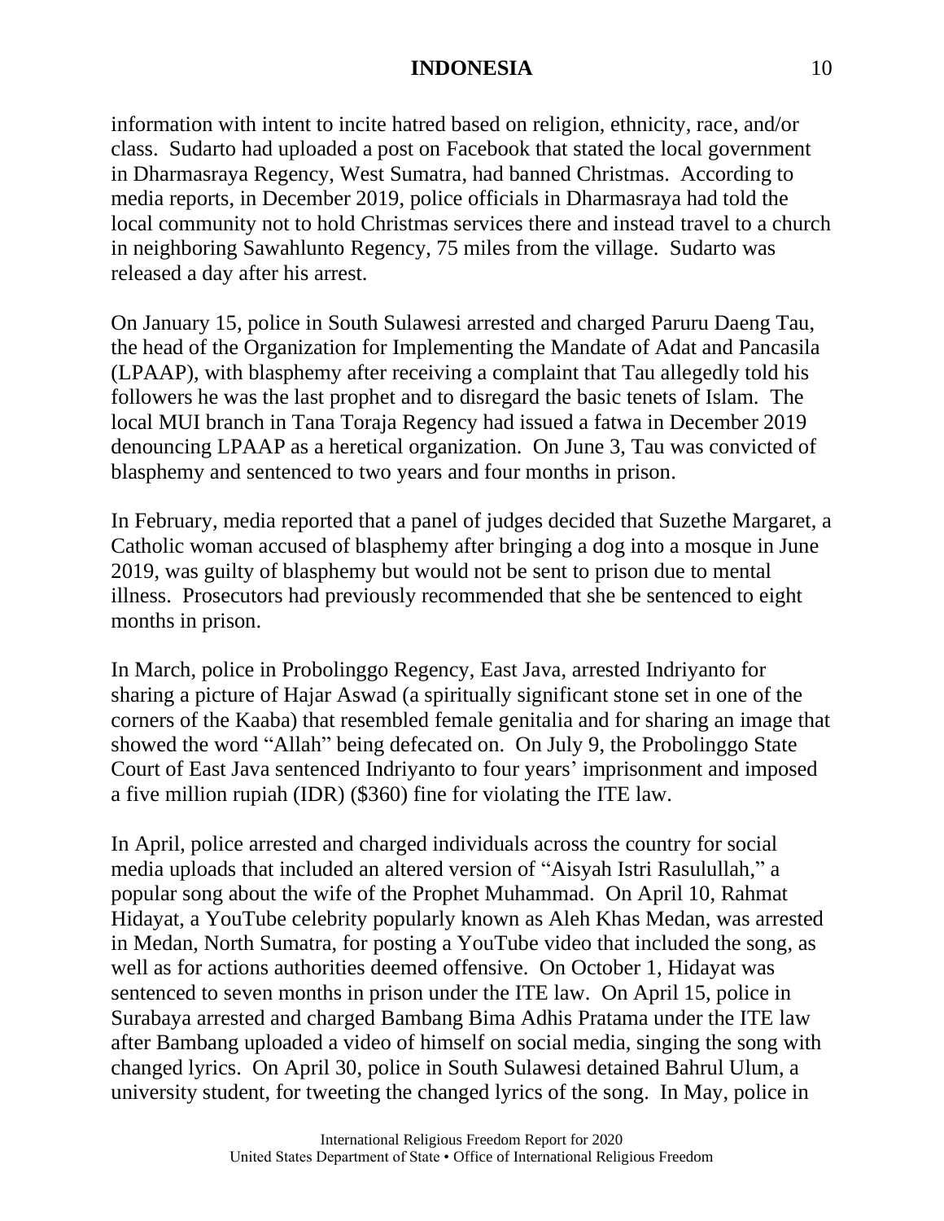information with intent to incite hatred based on religion, ethnicity, race, and/or class. Sudarto had uploaded a post on Facebook that stated the local government in Dharmasraya Regency, West Sumatra, had banned Christmas. According to media reports, in December 2019, police officials in Dharmasraya had told the local community not to hold Christmas services there and instead travel to a church in neighboring Sawahlunto Regency, 75 miles from the village. Sudarto was released a day after his arrest.

On January 15, police in South Sulawesi arrested and charged Paruru Daeng Tau, the head of the Organization for Implementing the Mandate of Adat and Pancasila (LPAAP), with blasphemy after receiving a complaint that Tau allegedly told his followers he was the last prophet and to disregard the basic tenets of Islam. The local MUI branch in Tana Toraja Regency had issued a fatwa in December 2019 denouncing LPAAP as a heretical organization. On June 3, Tau was convicted of blasphemy and sentenced to two years and four months in prison.

In February, media reported that a panel of judges decided that Suzethe Margaret, a Catholic woman accused of blasphemy after bringing a dog into a mosque in June 2019, was guilty of blasphemy but would not be sent to prison due to mental illness. Prosecutors had previously recommended that she be sentenced to eight months in prison.

In March, police in Probolinggo Regency, East Java, arrested Indriyanto for sharing a picture of Hajar Aswad (a spiritually significant stone set in one of the corners of the Kaaba) that resembled female genitalia and for sharing an image that showed the word "Allah" being defecated on. On July 9, the Probolinggo State Court of East Java sentenced Indriyanto to four years' imprisonment and imposed a five million rupiah (IDR) ($360) fine for violating the ITE law.

In April, police arrested and charged individuals across the country for social media uploads that included an altered version of "Aisyah Istri Rasulullah," a popular song about the wife of the Prophet Muhammad. On April 10, Rahmat Hidayat, a YouTube celebrity popularly known as Aleh Khas Medan, was arrested in Medan, North Sumatra, for posting a YouTube video that included the song, as well as for actions authorities deemed offensive. On October 1, Hidayat was sentenced to seven months in prison under the ITE law. On April 15, police in Surabaya arrested and charged Bambang Bima Adhis Pratama under the ITE law after Bambang uploaded a video of himself on social media, singing the song with changed lyrics. On April 30, police in South Sulawesi detained Bahrul Ulum, a university student, for tweeting the changed lyrics of the song. In May, police in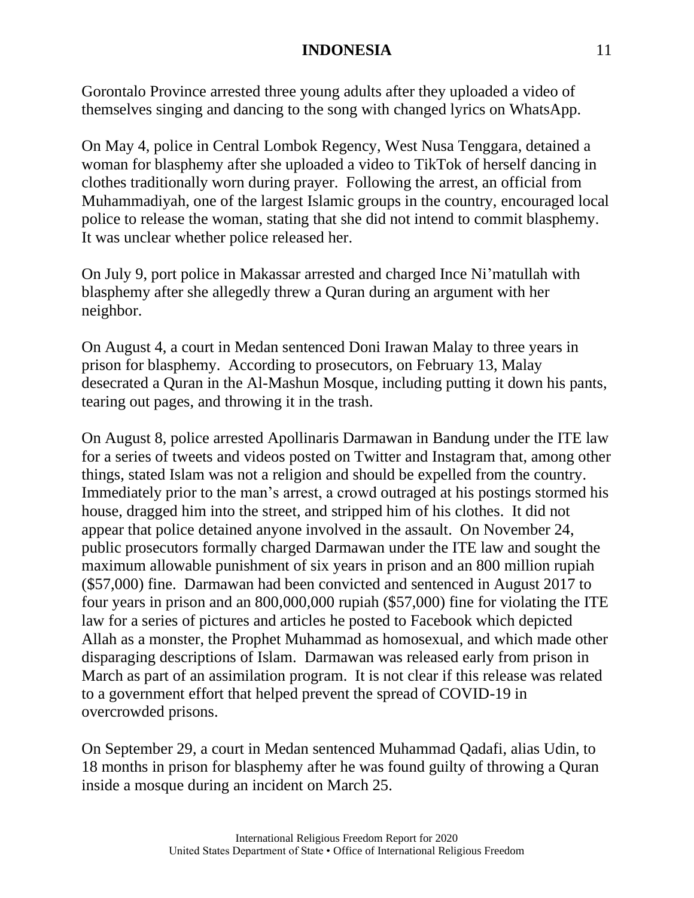Gorontalo Province arrested three young adults after they uploaded a video of themselves singing and dancing to the song with changed lyrics on WhatsApp.

On May 4, police in Central Lombok Regency, West Nusa Tenggara, detained a woman for blasphemy after she uploaded a video to TikTok of herself dancing in clothes traditionally worn during prayer. Following the arrest, an official from Muhammadiyah, one of the largest Islamic groups in the country, encouraged local police to release the woman, stating that she did not intend to commit blasphemy. It was unclear whether police released her.

On July 9, port police in Makassar arrested and charged Ince Ni'matullah with blasphemy after she allegedly threw a Quran during an argument with her neighbor.

On August 4, a court in Medan sentenced Doni Irawan Malay to three years in prison for blasphemy. According to prosecutors, on February 13, Malay desecrated a Quran in the Al-Mashun Mosque, including putting it down his pants, tearing out pages, and throwing it in the trash.

On August 8, police arrested Apollinaris Darmawan in Bandung under the ITE law for a series of tweets and videos posted on Twitter and Instagram that, among other things, stated Islam was not a religion and should be expelled from the country. Immediately prior to the man's arrest, a crowd outraged at his postings stormed his house, dragged him into the street, and stripped him of his clothes. It did not appear that police detained anyone involved in the assault. On November 24, public prosecutors formally charged Darmawan under the ITE law and sought the maximum allowable punishment of six years in prison and an 800 million rupiah ($57,000) fine. Darmawan had been convicted and sentenced in August 2017 to four years in prison and an 800,000,000 rupiah ($57,000) fine for violating the ITE law for a series of pictures and articles he posted to Facebook which depicted Allah as a monster, the Prophet Muhammad as homosexual, and which made other disparaging descriptions of Islam. Darmawan was released early from prison in March as part of an assimilation program. It is not clear if this release was related to a government effort that helped prevent the spread of COVID-19 in overcrowded prisons.

On September 29, a court in Medan sentenced Muhammad Qadafi, alias Udin, to 18 months in prison for blasphemy after he was found guilty of throwing a Quran inside a mosque during an incident on March 25.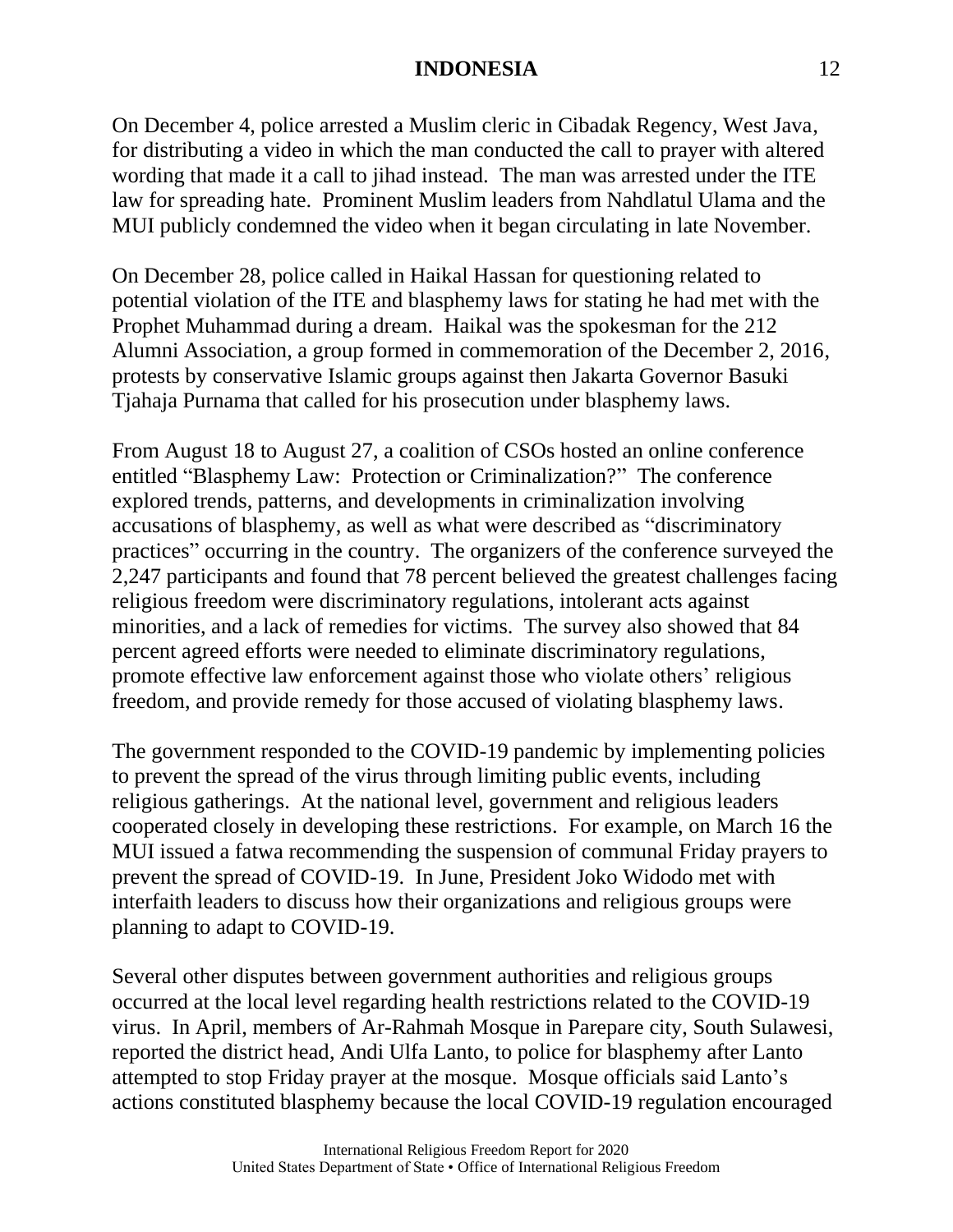On December 4, police arrested a Muslim cleric in Cibadak Regency, West Java, for distributing a video in which the man conducted the call to prayer with altered wording that made it a call to jihad instead. The man was arrested under the ITE law for spreading hate. Prominent Muslim leaders from Nahdlatul Ulama and the MUI publicly condemned the video when it began circulating in late November.

On December 28, police called in Haikal Hassan for questioning related to potential violation of the ITE and blasphemy laws for stating he had met with the Prophet Muhammad during a dream. Haikal was the spokesman for the 212 Alumni Association, a group formed in commemoration of the December 2, 2016, protests by conservative Islamic groups against then Jakarta Governor Basuki Tjahaja Purnama that called for his prosecution under blasphemy laws.

From August 18 to August 27, a coalition of CSOs hosted an online conference entitled "Blasphemy Law: Protection or Criminalization?" The conference explored trends, patterns, and developments in criminalization involving accusations of blasphemy, as well as what were described as "discriminatory practices" occurring in the country. The organizers of the conference surveyed the 2,247 participants and found that 78 percent believed the greatest challenges facing religious freedom were discriminatory regulations, intolerant acts against minorities, and a lack of remedies for victims. The survey also showed that 84 percent agreed efforts were needed to eliminate discriminatory regulations, promote effective law enforcement against those who violate others' religious freedom, and provide remedy for those accused of violating blasphemy laws.

The government responded to the COVID-19 pandemic by implementing policies to prevent the spread of the virus through limiting public events, including religious gatherings. At the national level, government and religious leaders cooperated closely in developing these restrictions. For example, on March 16 the MUI issued a fatwa recommending the suspension of communal Friday prayers to prevent the spread of COVID-19. In June, President Joko Widodo met with interfaith leaders to discuss how their organizations and religious groups were planning to adapt to COVID-19.

Several other disputes between government authorities and religious groups occurred at the local level regarding health restrictions related to the COVID-19 virus. In April, members of Ar-Rahmah Mosque in Parepare city, South Sulawesi, reported the district head, Andi Ulfa Lanto, to police for blasphemy after Lanto attempted to stop Friday prayer at the mosque. Mosque officials said Lanto's actions constituted blasphemy because the local COVID-19 regulation encouraged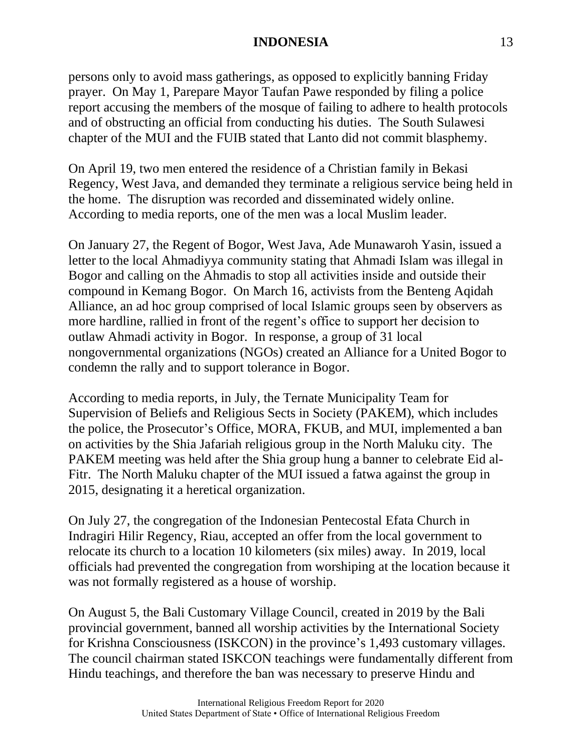persons only to avoid mass gatherings, as opposed to explicitly banning Friday prayer. On May 1, Parepare Mayor Taufan Pawe responded by filing a police report accusing the members of the mosque of failing to adhere to health protocols and of obstructing an official from conducting his duties. The South Sulawesi chapter of the MUI and the FUIB stated that Lanto did not commit blasphemy.

On April 19, two men entered the residence of a Christian family in Bekasi Regency, West Java, and demanded they terminate a religious service being held in the home. The disruption was recorded and disseminated widely online. According to media reports, one of the men was a local Muslim leader.

On January 27, the Regent of Bogor, West Java, Ade Munawaroh Yasin, issued a letter to the local Ahmadiyya community stating that Ahmadi Islam was illegal in Bogor and calling on the Ahmadis to stop all activities inside and outside their compound in Kemang Bogor. On March 16, activists from the Benteng Aqidah Alliance, an ad hoc group comprised of local Islamic groups seen by observers as more hardline, rallied in front of the regent's office to support her decision to outlaw Ahmadi activity in Bogor. In response, a group of 31 local nongovernmental organizations (NGOs) created an Alliance for a United Bogor to condemn the rally and to support tolerance in Bogor.

According to media reports, in July, the Ternate Municipality Team for Supervision of Beliefs and Religious Sects in Society (PAKEM), which includes the police, the Prosecutor's Office, MORA, FKUB, and MUI, implemented a ban on activities by the Shia Jafariah religious group in the North Maluku city. The PAKEM meeting was held after the Shia group hung a banner to celebrate Eid al-Fitr. The North Maluku chapter of the MUI issued a fatwa against the group in 2015, designating it a heretical organization.

On July 27, the congregation of the Indonesian Pentecostal Efata Church in Indragiri Hilir Regency, Riau, accepted an offer from the local government to relocate its church to a location 10 kilometers (six miles) away. In 2019, local officials had prevented the congregation from worshiping at the location because it was not formally registered as a house of worship.

On August 5, the Bali Customary Village Council, created in 2019 by the Bali provincial government, banned all worship activities by the International Society for Krishna Consciousness (ISKCON) in the province's 1,493 customary villages. The council chairman stated ISKCON teachings were fundamentally different from Hindu teachings, and therefore the ban was necessary to preserve Hindu and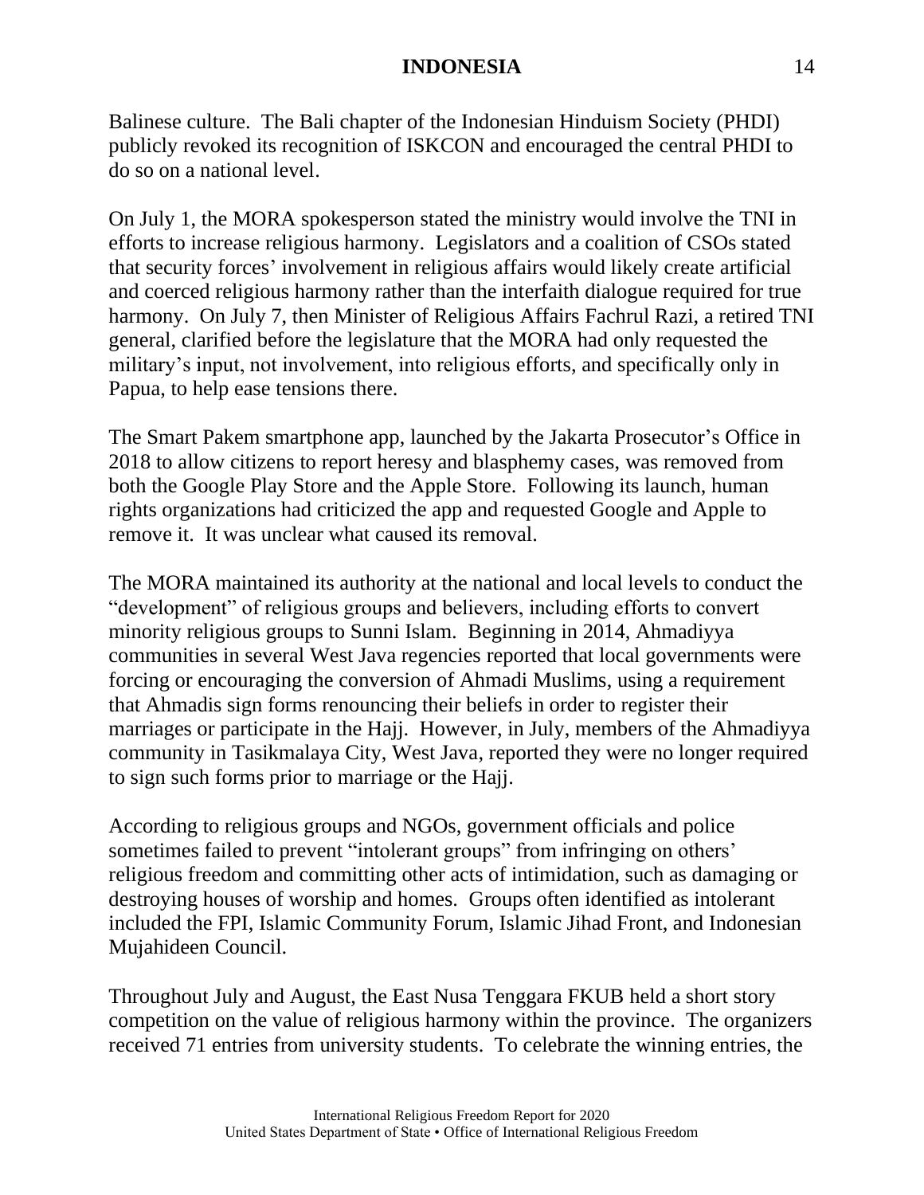Balinese culture. The Bali chapter of the Indonesian Hinduism Society (PHDI) publicly revoked its recognition of ISKCON and encouraged the central PHDI to do so on a national level.

On July 1, the MORA spokesperson stated the ministry would involve the TNI in efforts to increase religious harmony. Legislators and a coalition of CSOs stated that security forces' involvement in religious affairs would likely create artificial and coerced religious harmony rather than the interfaith dialogue required for true harmony. On July 7, then Minister of Religious Affairs Fachrul Razi, a retired TNI general, clarified before the legislature that the MORA had only requested the military's input, not involvement, into religious efforts, and specifically only in Papua, to help ease tensions there.

The Smart Pakem smartphone app, launched by the Jakarta Prosecutor's Office in 2018 to allow citizens to report heresy and blasphemy cases, was removed from both the Google Play Store and the Apple Store. Following its launch, human rights organizations had criticized the app and requested Google and Apple to remove it. It was unclear what caused its removal.

The MORA maintained its authority at the national and local levels to conduct the "development" of religious groups and believers, including efforts to convert minority religious groups to Sunni Islam. Beginning in 2014, Ahmadiyya communities in several West Java regencies reported that local governments were forcing or encouraging the conversion of Ahmadi Muslims, using a requirement that Ahmadis sign forms renouncing their beliefs in order to register their marriages or participate in the Hajj. However, in July, members of the Ahmadiyya community in Tasikmalaya City, West Java, reported they were no longer required to sign such forms prior to marriage or the Hajj.

According to religious groups and NGOs, government officials and police sometimes failed to prevent "intolerant groups" from infringing on others' religious freedom and committing other acts of intimidation, such as damaging or destroying houses of worship and homes. Groups often identified as intolerant included the FPI, Islamic Community Forum, Islamic Jihad Front, and Indonesian Mujahideen Council.

Throughout July and August, the East Nusa Tenggara FKUB held a short story competition on the value of religious harmony within the province. The organizers received 71 entries from university students. To celebrate the winning entries, the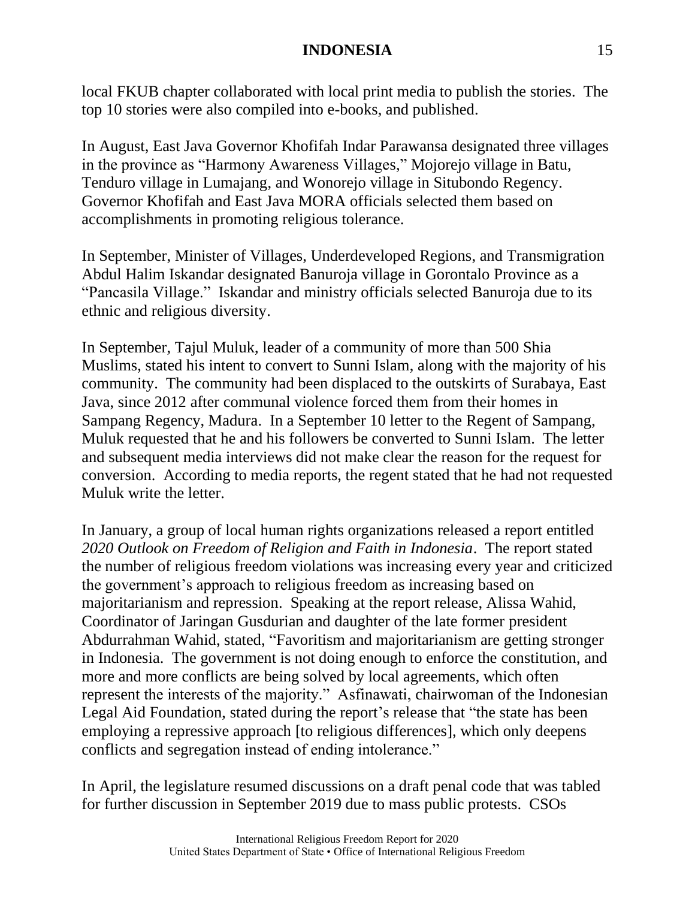local FKUB chapter collaborated with local print media to publish the stories. The top 10 stories were also compiled into e-books, and published.

In August, East Java Governor Khofifah Indar Parawansa designated three villages in the province as "Harmony Awareness Villages," Mojorejo village in Batu, Tenduro village in Lumajang, and Wonorejo village in Situbondo Regency. Governor Khofifah and East Java MORA officials selected them based on accomplishments in promoting religious tolerance.

In September, Minister of Villages, Underdeveloped Regions, and Transmigration Abdul Halim Iskandar designated Banuroja village in Gorontalo Province as a "Pancasila Village." Iskandar and ministry officials selected Banuroja due to its ethnic and religious diversity.

In September, Tajul Muluk, leader of a community of more than 500 Shia Muslims, stated his intent to convert to Sunni Islam, along with the majority of his community. The community had been displaced to the outskirts of Surabaya, East Java, since 2012 after communal violence forced them from their homes in Sampang Regency, Madura. In a September 10 letter to the Regent of Sampang, Muluk requested that he and his followers be converted to Sunni Islam. The letter and subsequent media interviews did not make clear the reason for the request for conversion. According to media reports, the regent stated that he had not requested Muluk write the letter.

In January, a group of local human rights organizations released a report entitled *2020 Outlook on Freedom of Religion and Faith in Indonesia*. The report stated the number of religious freedom violations was increasing every year and criticized the government's approach to religious freedom as increasing based on majoritarianism and repression. Speaking at the report release, Alissa Wahid, Coordinator of Jaringan Gusdurian and daughter of the late former president Abdurrahman Wahid, stated, "Favoritism and majoritarianism are getting stronger in Indonesia. The government is not doing enough to enforce the constitution, and more and more conflicts are being solved by local agreements, which often represent the interests of the majority." Asfinawati, chairwoman of the Indonesian Legal Aid Foundation, stated during the report's release that "the state has been employing a repressive approach [to religious differences], which only deepens conflicts and segregation instead of ending intolerance."

In April, the legislature resumed discussions on a draft penal code that was tabled for further discussion in September 2019 due to mass public protests. CSOs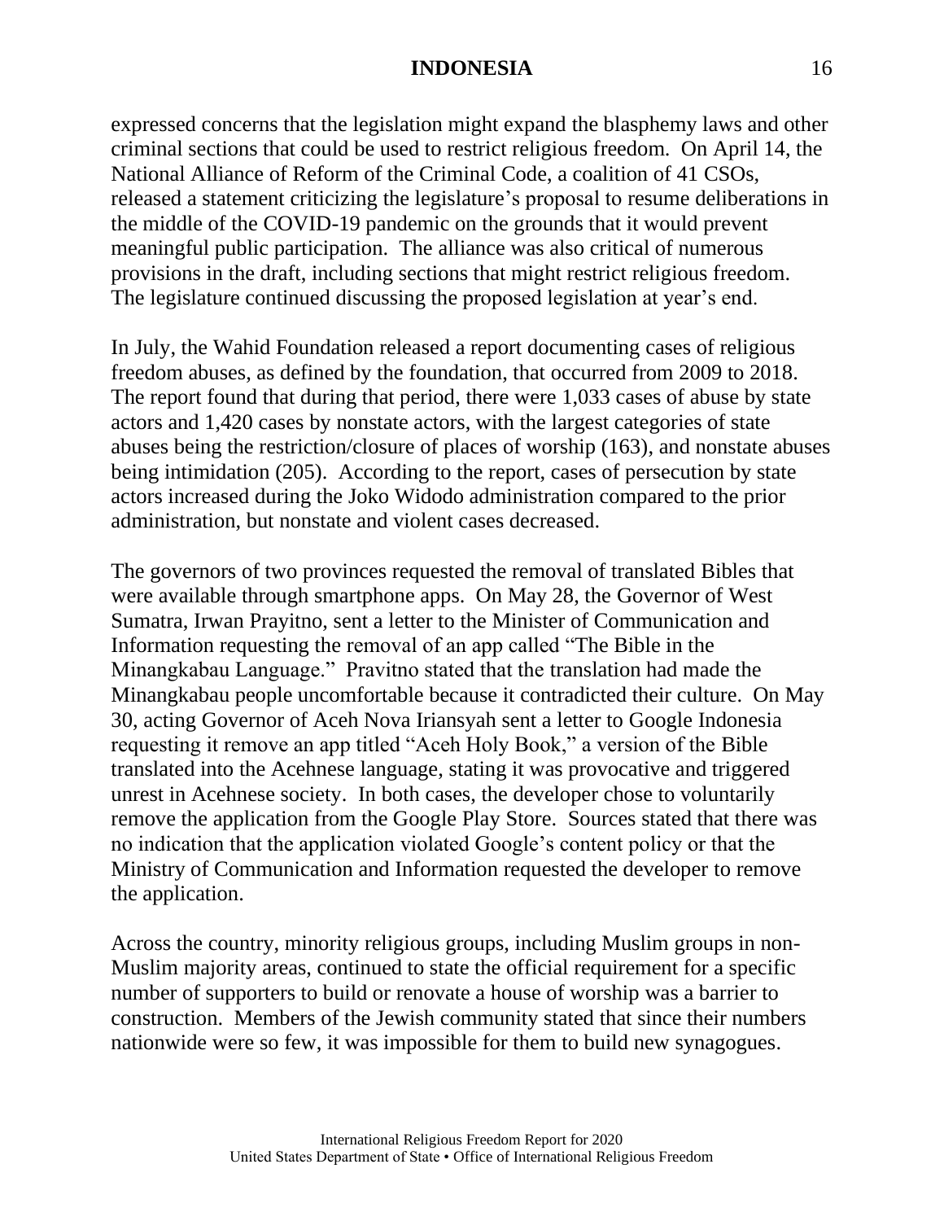expressed concerns that the legislation might expand the blasphemy laws and other criminal sections that could be used to restrict religious freedom. On April 14, the National Alliance of Reform of the Criminal Code, a coalition of 41 CSOs, released a statement criticizing the legislature's proposal to resume deliberations in the middle of the COVID-19 pandemic on the grounds that it would prevent meaningful public participation. The alliance was also critical of numerous provisions in the draft, including sections that might restrict religious freedom. The legislature continued discussing the proposed legislation at year's end.

In July, the Wahid Foundation released a report documenting cases of religious freedom abuses, as defined by the foundation, that occurred from 2009 to 2018. The report found that during that period, there were 1,033 cases of abuse by state actors and 1,420 cases by nonstate actors, with the largest categories of state abuses being the restriction/closure of places of worship (163), and nonstate abuses being intimidation (205). According to the report, cases of persecution by state actors increased during the Joko Widodo administration compared to the prior administration, but nonstate and violent cases decreased.

The governors of two provinces requested the removal of translated Bibles that were available through smartphone apps. On May 28, the Governor of West Sumatra, Irwan Prayitno, sent a letter to the Minister of Communication and Information requesting the removal of an app called "The Bible in the Minangkabau Language." Pravitno stated that the translation had made the Minangkabau people uncomfortable because it contradicted their culture. On May 30, acting Governor of Aceh Nova Iriansyah sent a letter to Google Indonesia requesting it remove an app titled "Aceh Holy Book," a version of the Bible translated into the Acehnese language, stating it was provocative and triggered unrest in Acehnese society. In both cases, the developer chose to voluntarily remove the application from the Google Play Store. Sources stated that there was no indication that the application violated Google's content policy or that the Ministry of Communication and Information requested the developer to remove the application.

Across the country, minority religious groups, including Muslim groups in non-Muslim majority areas, continued to state the official requirement for a specific number of supporters to build or renovate a house of worship was a barrier to construction. Members of the Jewish community stated that since their numbers nationwide were so few, it was impossible for them to build new synagogues.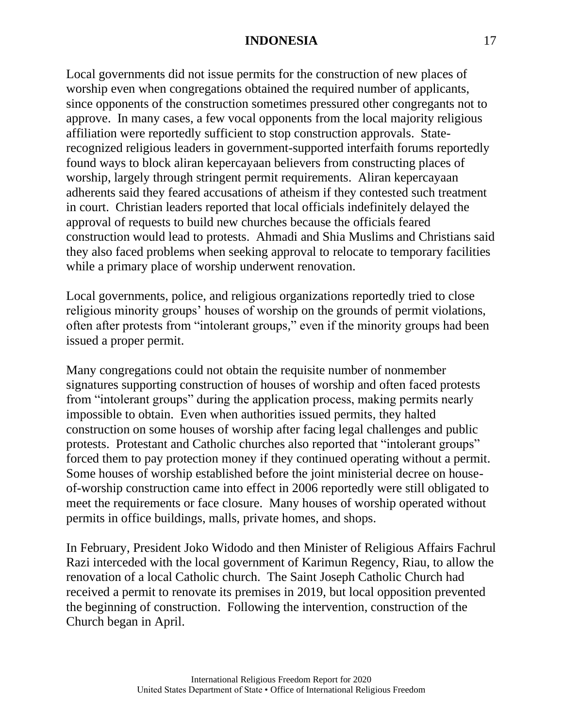Local governments did not issue permits for the construction of new places of worship even when congregations obtained the required number of applicants, since opponents of the construction sometimes pressured other congregants not to approve. In many cases, a few vocal opponents from the local majority religious affiliation were reportedly sufficient to stop construction approvals. State-recognized religious leaders in government-supported interfaith forums reportedly found ways to block aliran kepercayaan believers from constructing places of worship, largely through stringent permit requirements. Aliran kepercayaan adherents said they feared accusations of atheism if they contested such treatment in court. Christian leaders reported that local officials indefinitely delayed the approval of requests to build new churches because the officials feared construction would lead to protests. Ahmadi and Shia Muslims and Christians said they also faced problems when seeking approval to relocate to temporary facilities while a primary place of worship underwent renovation.

Local governments, police, and religious organizations reportedly tried to close religious minority groups' houses of worship on the grounds of permit violations, often after protests from "intolerant groups," even if the minority groups had been issued a proper permit.

Many congregations could not obtain the requisite number of nonmember signatures supporting construction of houses of worship and often faced protests from "intolerant groups" during the application process, making permits nearly impossible to obtain. Even when authorities issued permits, they halted construction on some houses of worship after facing legal challenges and public protests. Protestant and Catholic churches also reported that "intolerant groups" forced them to pay protection money if they continued operating without a permit. Some houses of worship established before the joint ministerial decree on house-of-worship construction came into effect in 2006 reportedly were still obligated to meet the requirements or face closure. Many houses of worship operated without permits in office buildings, malls, private homes, and shops.

In February, President Joko Widodo and then Minister of Religious Affairs Fachrul Razi interceded with the local government of Karimun Regency, Riau, to allow the renovation of a local Catholic church. The Saint Joseph Catholic Church had received a permit to renovate its premises in 2019, but local opposition prevented the beginning of construction. Following the intervention, construction of the Church began in April.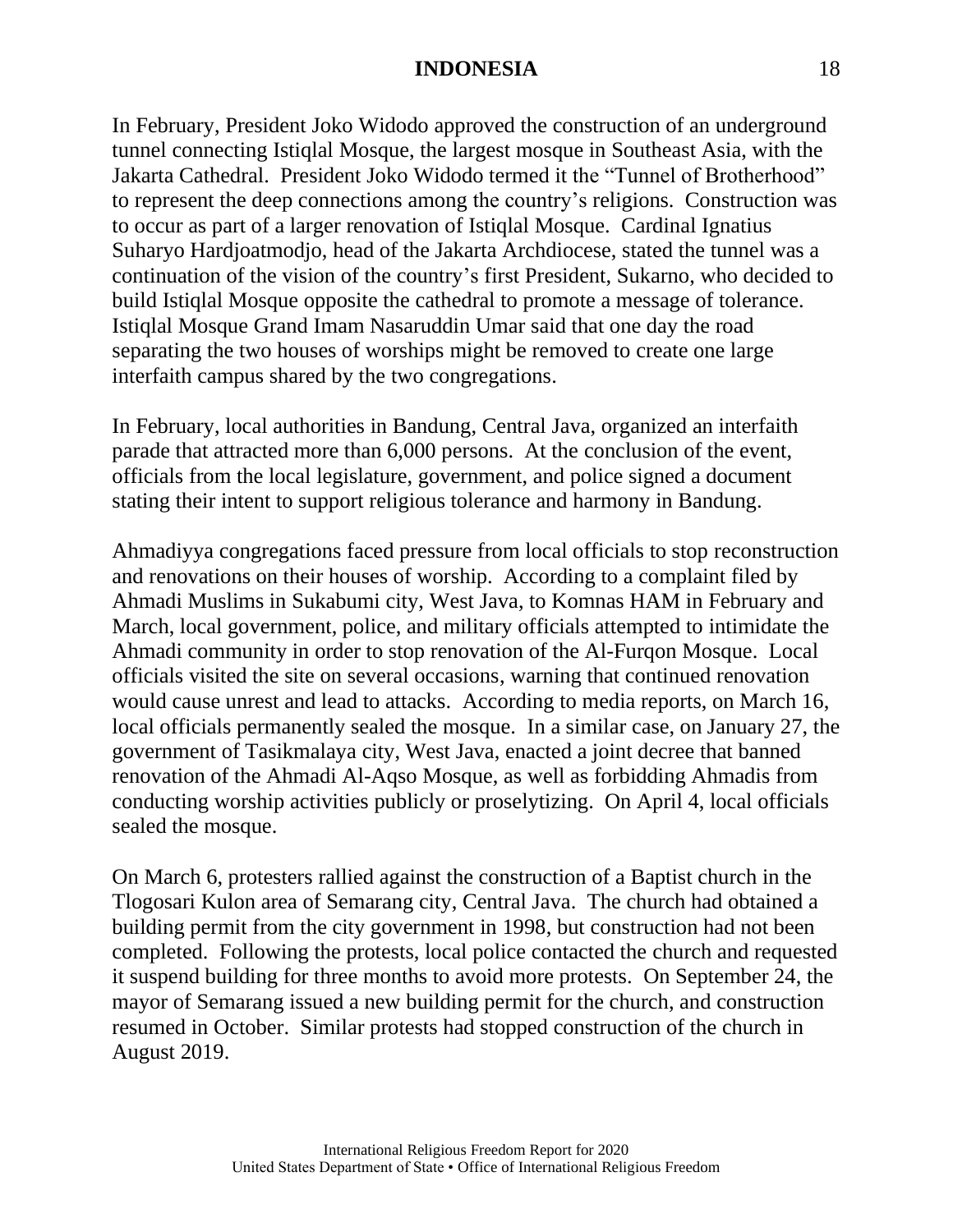In February, President Joko Widodo approved the construction of an underground tunnel connecting Istiqlal Mosque, the largest mosque in Southeast Asia, with the Jakarta Cathedral. President Joko Widodo termed it the "Tunnel of Brotherhood" to represent the deep connections among the country's religions. Construction was to occur as part of a larger renovation of Istiqlal Mosque. Cardinal Ignatius Suharyo Hardjoatmodjo, head of the Jakarta Archdiocese, stated the tunnel was a continuation of the vision of the country's first President, Sukarno, who decided to build Istiqlal Mosque opposite the cathedral to promote a message of tolerance. Istiqlal Mosque Grand Imam Nasaruddin Umar said that one day the road separating the two houses of worships might be removed to create one large interfaith campus shared by the two congregations.

In February, local authorities in Bandung, Central Java, organized an interfaith parade that attracted more than 6,000 persons. At the conclusion of the event, officials from the local legislature, government, and police signed a document stating their intent to support religious tolerance and harmony in Bandung.

Ahmadiyya congregations faced pressure from local officials to stop reconstruction and renovations on their houses of worship. According to a complaint filed by Ahmadi Muslims in Sukabumi city, West Java, to Komnas HAM in February and March, local government, police, and military officials attempted to intimidate the Ahmadi community in order to stop renovation of the Al-Furqon Mosque. Local officials visited the site on several occasions, warning that continued renovation would cause unrest and lead to attacks. According to media reports, on March 16, local officials permanently sealed the mosque. In a similar case, on January 27, the government of Tasikmalaya city, West Java, enacted a joint decree that banned renovation of the Ahmadi Al-Aqso Mosque, as well as forbidding Ahmadis from conducting worship activities publicly or proselytizing. On April 4, local officials sealed the mosque.

On March 6, protesters rallied against the construction of a Baptist church in the Tlogosari Kulon area of Semarang city, Central Java. The church had obtained a building permit from the city government in 1998, but construction had not been completed. Following the protests, local police contacted the church and requested it suspend building for three months to avoid more protests. On September 24, the mayor of Semarang issued a new building permit for the church, and construction resumed in October. Similar protests had stopped construction of the church in August 2019.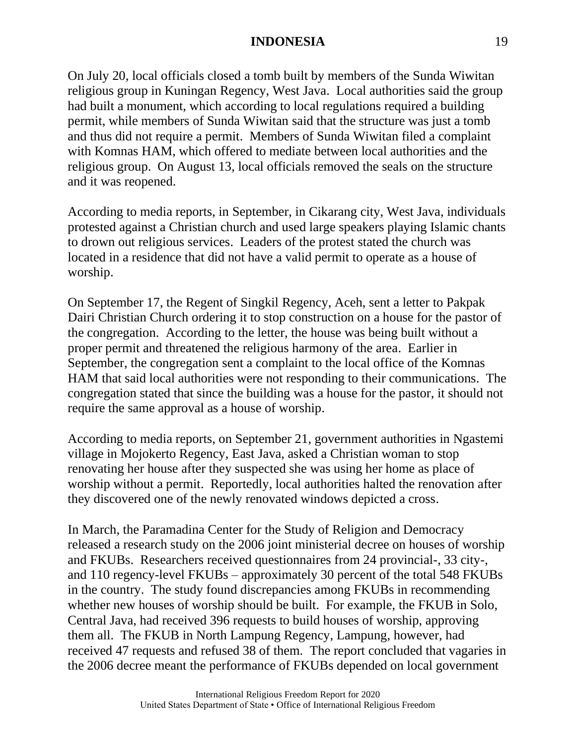On July 20, local officials closed a tomb built by members of the Sunda Wiwitan religious group in Kuningan Regency, West Java. Local authorities said the group had built a monument, which according to local regulations required a building permit, while members of Sunda Wiwitan said that the structure was just a tomb and thus did not require a permit. Members of Sunda Wiwitan filed a complaint with Komnas HAM, which offered to mediate between local authorities and the religious group. On August 13, local officials removed the seals on the structure and it was reopened.

According to media reports, in September, in Cikarang city, West Java, individuals protested against a Christian church and used large speakers playing Islamic chants to drown out religious services. Leaders of the protest stated the church was located in a residence that did not have a valid permit to operate as a house of worship.

On September 17, the Regent of Singkil Regency, Aceh, sent a letter to Pakpak Dairi Christian Church ordering it to stop construction on a house for the pastor of the congregation. According to the letter, the house was being built without a proper permit and threatened the religious harmony of the area. Earlier in September, the congregation sent a complaint to the local office of the Komnas HAM that said local authorities were not responding to their communications. The congregation stated that since the building was a house for the pastor, it should not require the same approval as a house of worship.

According to media reports, on September 21, government authorities in Ngastemi village in Mojokerto Regency, East Java, asked a Christian woman to stop renovating her house after they suspected she was using her home as place of worship without a permit. Reportedly, local authorities halted the renovation after they discovered one of the newly renovated windows depicted a cross.

In March, the Paramadina Center for the Study of Religion and Democracy released a research study on the 2006 joint ministerial decree on houses of worship and FKUBs. Researchers received questionnaires from 24 provincial-, 33 city-, and 110 regency-level FKUBs – approximately 30 percent of the total 548 FKUBs in the country. The study found discrepancies among FKUBs in recommending whether new houses of worship should be built. For example, the FKUB in Solo, Central Java, had received 396 requests to build houses of worship, approving them all. The FKUB in North Lampung Regency, Lampung, however, had received 47 requests and refused 38 of them. The report concluded that vagaries in the 2006 decree meant the performance of FKUBs depended on local government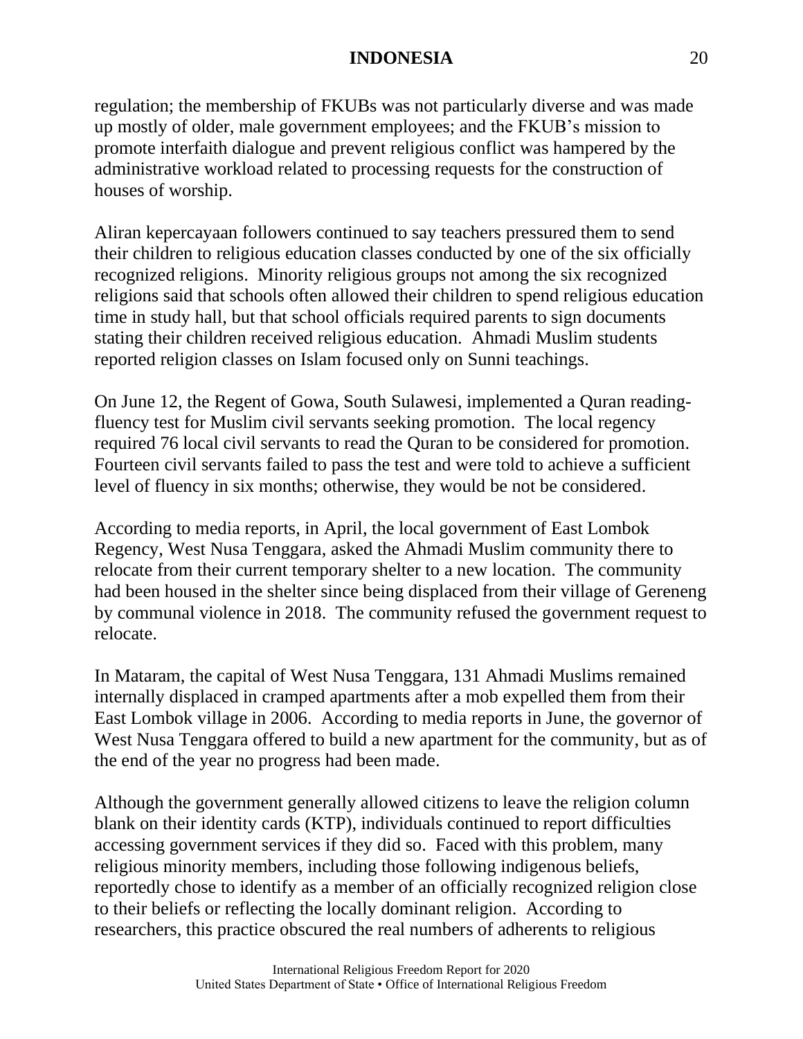regulation; the membership of FKUBs was not particularly diverse and was made up mostly of older, male government employees; and the FKUB's mission to promote interfaith dialogue and prevent religious conflict was hampered by the administrative workload related to processing requests for the construction of houses of worship.

Aliran kepercayaan followers continued to say teachers pressured them to send their children to religious education classes conducted by one of the six officially recognized religions. Minority religious groups not among the six recognized religions said that schools often allowed their children to spend religious education time in study hall, but that school officials required parents to sign documents stating their children received religious education. Ahmadi Muslim students reported religion classes on Islam focused only on Sunni teachings.

On June 12, the Regent of Gowa, South Sulawesi, implemented a Quran reading-fluency test for Muslim civil servants seeking promotion. The local regency required 76 local civil servants to read the Quran to be considered for promotion. Fourteen civil servants failed to pass the test and were told to achieve a sufficient level of fluency in six months; otherwise, they would be not be considered.

According to media reports, in April, the local government of East Lombok Regency, West Nusa Tenggara, asked the Ahmadi Muslim community there to relocate from their current temporary shelter to a new location. The community had been housed in the shelter since being displaced from their village of Gereneng by communal violence in 2018. The community refused the government request to relocate.

In Mataram, the capital of West Nusa Tenggara, 131 Ahmadi Muslims remained internally displaced in cramped apartments after a mob expelled them from their East Lombok village in 2006. According to media reports in June, the governor of West Nusa Tenggara offered to build a new apartment for the community, but as of the end of the year no progress had been made.

Although the government generally allowed citizens to leave the religion column blank on their identity cards (KTP), individuals continued to report difficulties accessing government services if they did so. Faced with this problem, many religious minority members, including those following indigenous beliefs, reportedly chose to identify as a member of an officially recognized religion close to their beliefs or reflecting the locally dominant religion. According to researchers, this practice obscured the real numbers of adherents to religious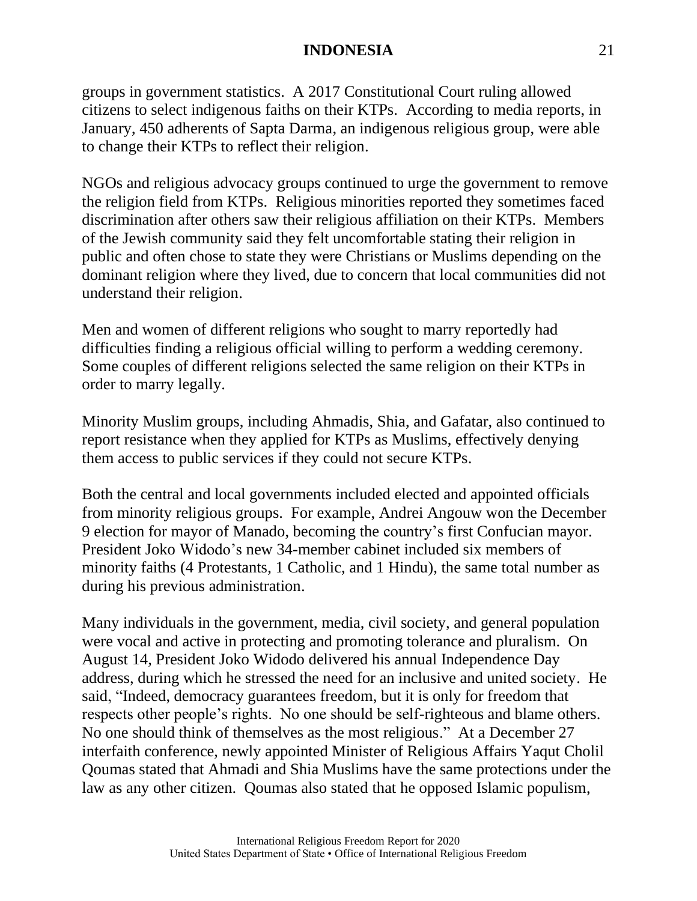groups in government statistics. A 2017 Constitutional Court ruling allowed citizens to select indigenous faiths on their KTPs. According to media reports, in January, 450 adherents of Sapta Darma, an indigenous religious group, were able to change their KTPs to reflect their religion.

NGOs and religious advocacy groups continued to urge the government to remove the religion field from KTPs. Religious minorities reported they sometimes faced discrimination after others saw their religious affiliation on their KTPs. Members of the Jewish community said they felt uncomfortable stating their religion in public and often chose to state they were Christians or Muslims depending on the dominant religion where they lived, due to concern that local communities did not understand their religion.

Men and women of different religions who sought to marry reportedly had difficulties finding a religious official willing to perform a wedding ceremony. Some couples of different religions selected the same religion on their KTPs in order to marry legally.

Minority Muslim groups, including Ahmadis, Shia, and Gafatar, also continued to report resistance when they applied for KTPs as Muslims, effectively denying them access to public services if they could not secure KTPs.

Both the central and local governments included elected and appointed officials from minority religious groups. For example, Andrei Angouw won the December 9 election for mayor of Manado, becoming the country's first Confucian mayor. President Joko Widodo's new 34-member cabinet included six members of minority faiths (4 Protestants, 1 Catholic, and 1 Hindu), the same total number as during his previous administration.

Many individuals in the government, media, civil society, and general population were vocal and active in protecting and promoting tolerance and pluralism. On August 14, President Joko Widodo delivered his annual Independence Day address, during which he stressed the need for an inclusive and united society. He said, "Indeed, democracy guarantees freedom, but it is only for freedom that respects other people's rights. No one should be self-righteous and blame others. No one should think of themselves as the most religious." At a December 27 interfaith conference, newly appointed Minister of Religious Affairs Yaqut Cholil Qoumas stated that Ahmadi and Shia Muslims have the same protections under the law as any other citizen. Qoumas also stated that he opposed Islamic populism,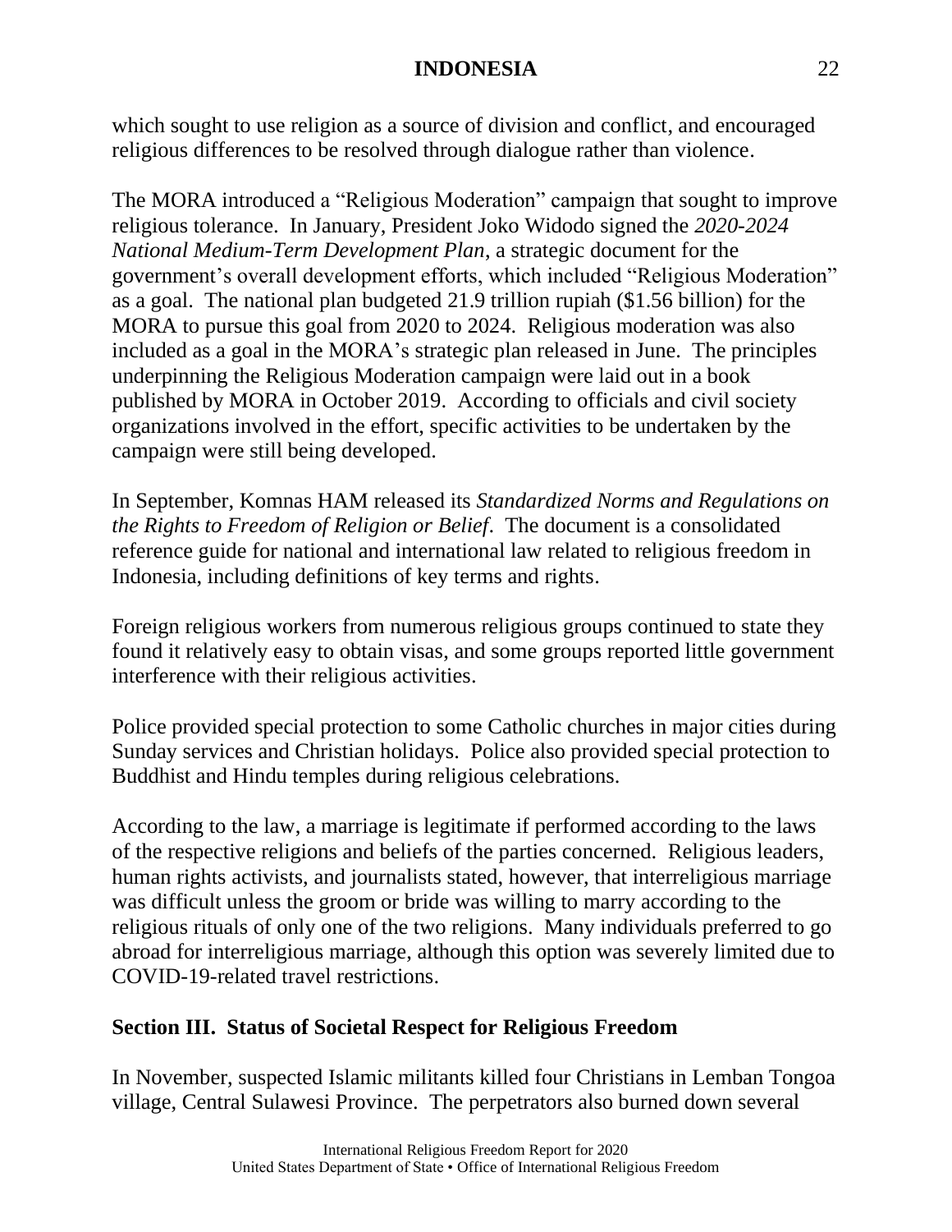which sought to use religion as a source of division and conflict, and encouraged religious differences to be resolved through dialogue rather than violence.

The MORA introduced a "Religious Moderation" campaign that sought to improve religious tolerance. In January, President Joko Widodo signed the *2020-2024 National Medium-Term Development Plan*, a strategic document for the government's overall development efforts, which included "Religious Moderation" as a goal. The national plan budgeted 21.9 trillion rupiah ($1.56 billion) for the MORA to pursue this goal from 2020 to 2024. Religious moderation was also included as a goal in the MORA's strategic plan released in June. The principles underpinning the Religious Moderation campaign were laid out in a book published by MORA in October 2019. According to officials and civil society organizations involved in the effort, specific activities to be undertaken by the campaign were still being developed.

In September, Komnas HAM released its *Standardized Norms and Regulations on the Rights to Freedom of Religion or Belief*. The document is a consolidated reference guide for national and international law related to religious freedom in Indonesia, including definitions of key terms and rights.

Foreign religious workers from numerous religious groups continued to state they found it relatively easy to obtain visas, and some groups reported little government interference with their religious activities.

Police provided special protection to some Catholic churches in major cities during Sunday services and Christian holidays. Police also provided special protection to Buddhist and Hindu temples during religious celebrations.

According to the law, a marriage is legitimate if performed according to the laws of the respective religions and beliefs of the parties concerned. Religious leaders, human rights activists, and journalists stated, however, that interreligious marriage was difficult unless the groom or bride was willing to marry according to the religious rituals of only one of the two religions. Many individuals preferred to go abroad for interreligious marriage, although this option was severely limited due to COVID-19-related travel restrictions.

## Section III. Status of Societal Respect for Religious Freedom

In November, suspected Islamic militants killed four Christians in Lemban Tongoa village, Central Sulawesi Province. The perpetrators also burned down several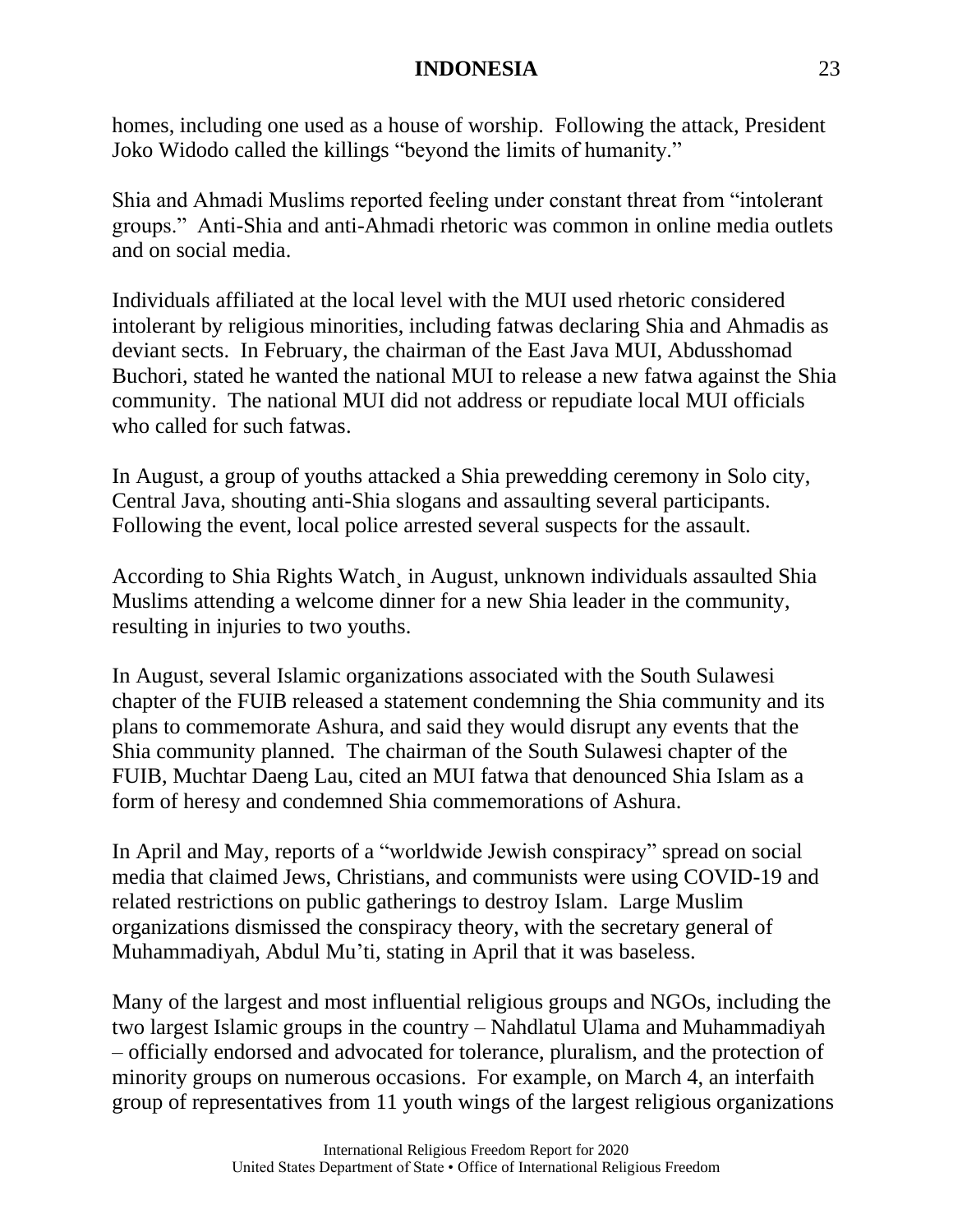homes, including one used as a house of worship. Following the attack, President Joko Widodo called the killings "beyond the limits of humanity."

Shia and Ahmadi Muslims reported feeling under constant threat from "intolerant groups." Anti-Shia and anti-Ahmadi rhetoric was common in online media outlets and on social media.

Individuals affiliated at the local level with the MUI used rhetoric considered intolerant by religious minorities, including fatwas declaring Shia and Ahmadis as deviant sects. In February, the chairman of the East Java MUI, Abdusshomad Buchori, stated he wanted the national MUI to release a new fatwa against the Shia community. The national MUI did not address or repudiate local MUI officials who called for such fatwas.

In August, a group of youths attacked a Shia prewedding ceremony in Solo city, Central Java, shouting anti-Shia slogans and assaulting several participants. Following the event, local police arrested several suspects for the assault.

According to Shia Rights Watch¸ in August, unknown individuals assaulted Shia Muslims attending a welcome dinner for a new Shia leader in the community, resulting in injuries to two youths.

In August, several Islamic organizations associated with the South Sulawesi chapter of the FUIB released a statement condemning the Shia community and its plans to commemorate Ashura, and said they would disrupt any events that the Shia community planned. The chairman of the South Sulawesi chapter of the FUIB, Muchtar Daeng Lau, cited an MUI fatwa that denounced Shia Islam as a form of heresy and condemned Shia commemorations of Ashura.

In April and May, reports of a "worldwide Jewish conspiracy" spread on social media that claimed Jews, Christians, and communists were using COVID-19 and related restrictions on public gatherings to destroy Islam. Large Muslim organizations dismissed the conspiracy theory, with the secretary general of Muhammadiyah, Abdul Mu'ti, stating in April that it was baseless.

Many of the largest and most influential religious groups and NGOs, including the two largest Islamic groups in the country – Nahdlatul Ulama and Muhammadiyah – officially endorsed and advocated for tolerance, pluralism, and the protection of minority groups on numerous occasions. For example, on March 4, an interfaith group of representatives from 11 youth wings of the largest religious organizations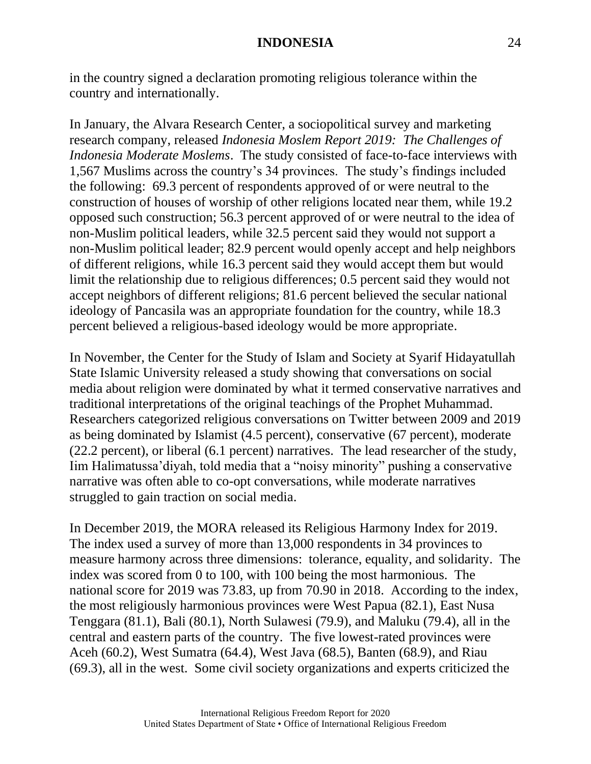in the country signed a declaration promoting religious tolerance within the country and internationally.

In January, the Alvara Research Center, a sociopolitical survey and marketing research company, released *Indonesia Moslem Report 2019: The Challenges of Indonesia Moderate Moslems*. The study consisted of face-to-face interviews with 1,567 Muslims across the country's 34 provinces. The study's findings included the following: 69.3 percent of respondents approved of or were neutral to the construction of houses of worship of other religions located near them, while 19.2 opposed such construction; 56.3 percent approved of or were neutral to the idea of non-Muslim political leaders, while 32.5 percent said they would not support a non-Muslim political leader; 82.9 percent would openly accept and help neighbors of different religions, while 16.3 percent said they would accept them but would limit the relationship due to religious differences; 0.5 percent said they would not accept neighbors of different religions; 81.6 percent believed the secular national ideology of Pancasila was an appropriate foundation for the country, while 18.3 percent believed a religious-based ideology would be more appropriate.

In November, the Center for the Study of Islam and Society at Syarif Hidayatullah State Islamic University released a study showing that conversations on social media about religion were dominated by what it termed conservative narratives and traditional interpretations of the original teachings of the Prophet Muhammad. Researchers categorized religious conversations on Twitter between 2009 and 2019 as being dominated by Islamist (4.5 percent), conservative (67 percent), moderate (22.2 percent), or liberal (6.1 percent) narratives. The lead researcher of the study, Iim Halimatussa'diyah, told media that a "noisy minority" pushing a conservative narrative was often able to co-opt conversations, while moderate narratives struggled to gain traction on social media.

In December 2019, the MORA released its Religious Harmony Index for 2019. The index used a survey of more than 13,000 respondents in 34 provinces to measure harmony across three dimensions: tolerance, equality, and solidarity. The index was scored from 0 to 100, with 100 being the most harmonious. The national score for 2019 was 73.83, up from 70.90 in 2018. According to the index, the most religiously harmonious provinces were West Papua (82.1), East Nusa Tenggara (81.1), Bali (80.1), North Sulawesi (79.9), and Maluku (79.4), all in the central and eastern parts of the country. The five lowest-rated provinces were Aceh (60.2), West Sumatra (64.4), West Java (68.5), Banten (68.9), and Riau (69.3), all in the west. Some civil society organizations and experts criticized the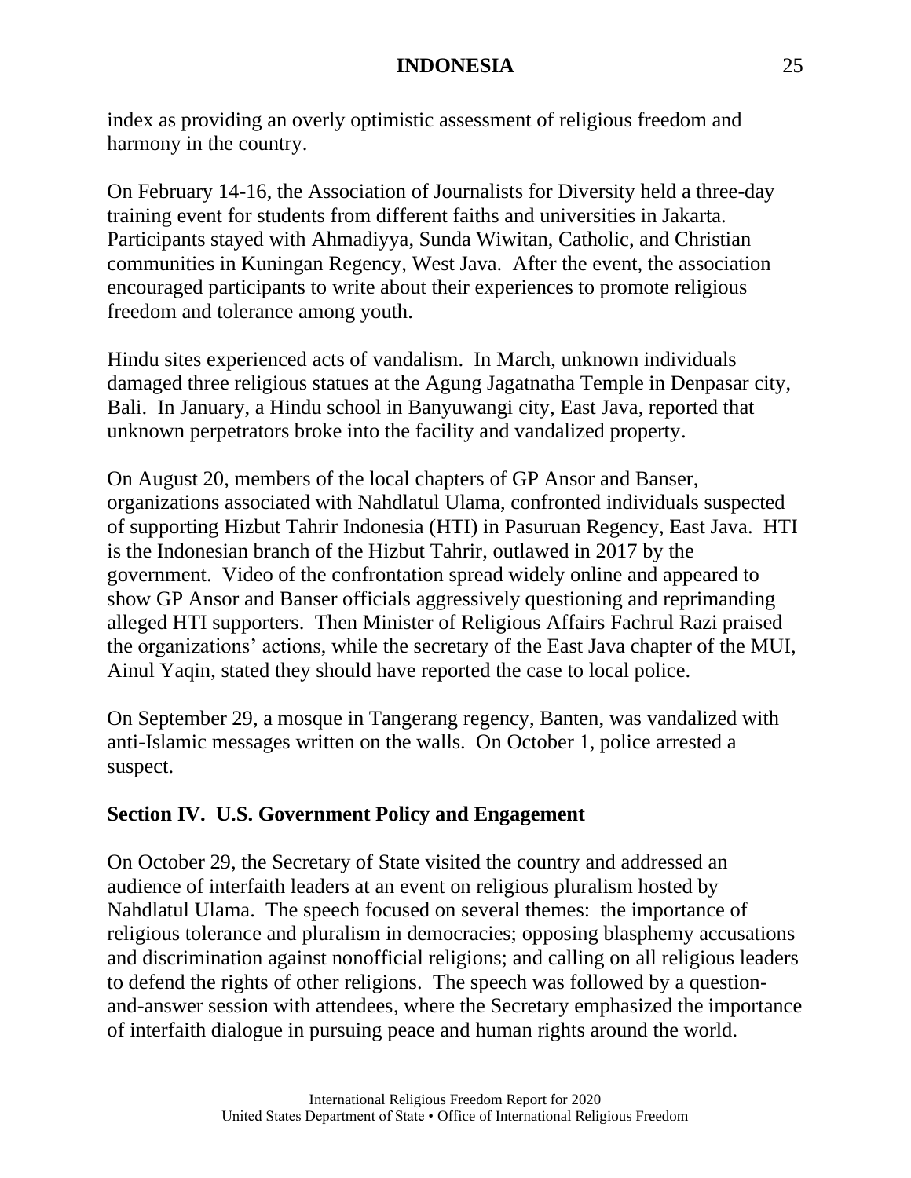index as providing an overly optimistic assessment of religious freedom and harmony in the country.

On February 14-16, the Association of Journalists for Diversity held a three-day training event for students from different faiths and universities in Jakarta. Participants stayed with Ahmadiyya, Sunda Wiwitan, Catholic, and Christian communities in Kuningan Regency, West Java. After the event, the association encouraged participants to write about their experiences to promote religious freedom and tolerance among youth.

Hindu sites experienced acts of vandalism. In March, unknown individuals damaged three religious statues at the Agung Jagatnatha Temple in Denpasar city, Bali. In January, a Hindu school in Banyuwangi city, East Java, reported that unknown perpetrators broke into the facility and vandalized property.

On August 20, members of the local chapters of GP Ansor and Banser, organizations associated with Nahdlatul Ulama, confronted individuals suspected of supporting Hizbut Tahrir Indonesia (HTI) in Pasuruan Regency, East Java. HTI is the Indonesian branch of the Hizbut Tahrir, outlawed in 2017 by the government. Video of the confrontation spread widely online and appeared to show GP Ansor and Banser officials aggressively questioning and reprimanding alleged HTI supporters. Then Minister of Religious Affairs Fachrul Razi praised the organizations' actions, while the secretary of the East Java chapter of the MUI, Ainul Yaqin, stated they should have reported the case to local police.

On September 29, a mosque in Tangerang regency, Banten, was vandalized with anti-Islamic messages written on the walls. On October 1, police arrested a suspect.

## Section IV. U.S. Government Policy and Engagement

On October 29, the Secretary of State visited the country and addressed an audience of interfaith leaders at an event on religious pluralism hosted by Nahdlatul Ulama. The speech focused on several themes: the importance of religious tolerance and pluralism in democracies; opposing blasphemy accusations and discrimination against nonofficial religions; and calling on all religious leaders to defend the rights of other religions. The speech was followed by a question-and-answer session with attendees, where the Secretary emphasized the importance of interfaith dialogue in pursuing peace and human rights around the world.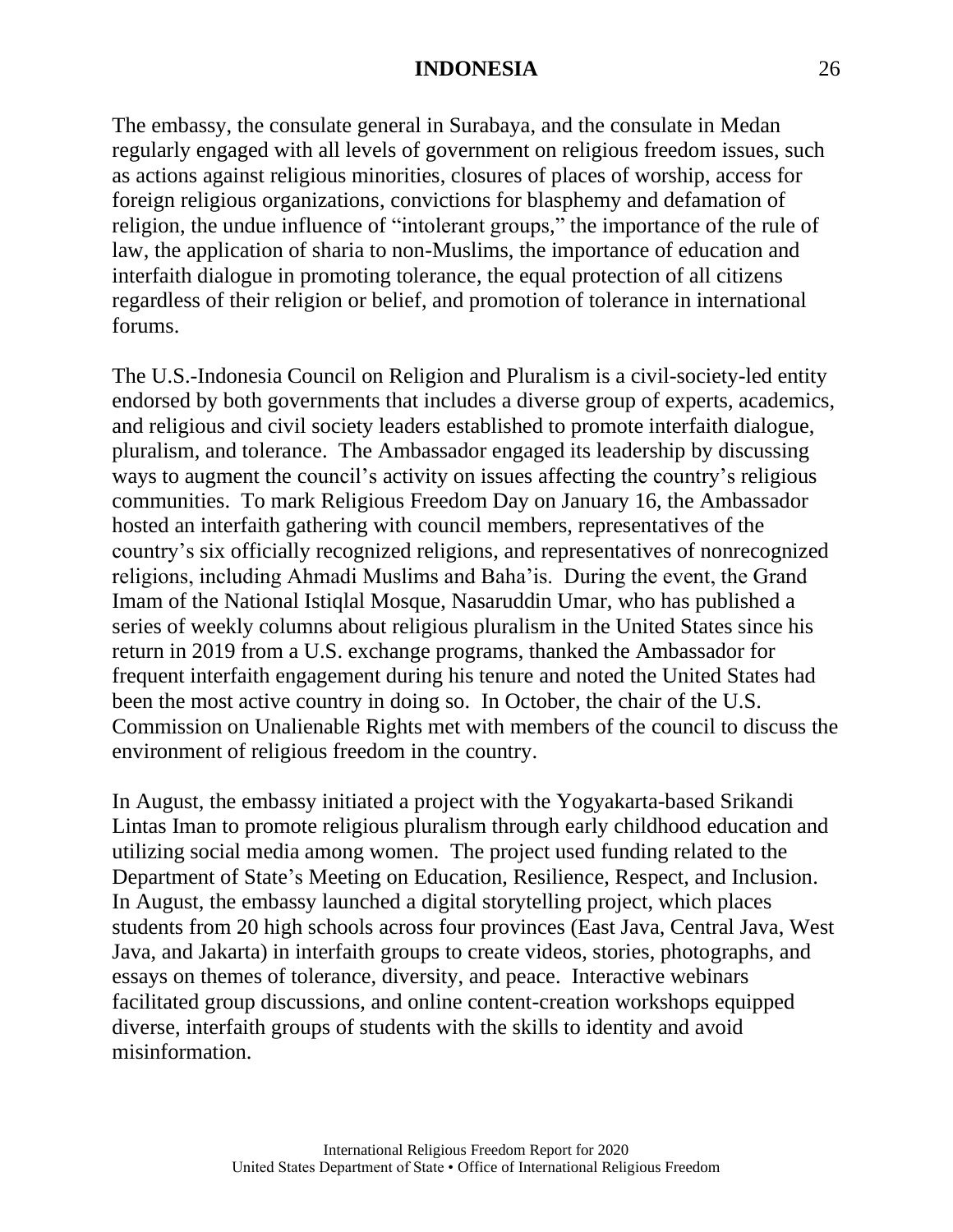The embassy, the consulate general in Surabaya, and the consulate in Medan regularly engaged with all levels of government on religious freedom issues, such as actions against religious minorities, closures of places of worship, access for foreign religious organizations, convictions for blasphemy and defamation of religion, the undue influence of "intolerant groups," the importance of the rule of law, the application of sharia to non-Muslims, the importance of education and interfaith dialogue in promoting tolerance, the equal protection of all citizens regardless of their religion or belief, and promotion of tolerance in international forums.

The U.S.-Indonesia Council on Religion and Pluralism is a civil-society-led entity endorsed by both governments that includes a diverse group of experts, academics, and religious and civil society leaders established to promote interfaith dialogue, pluralism, and tolerance. The Ambassador engaged its leadership by discussing ways to augment the council's activity on issues affecting the country's religious communities. To mark Religious Freedom Day on January 16, the Ambassador hosted an interfaith gathering with council members, representatives of the country's six officially recognized religions, and representatives of nonrecognized religions, including Ahmadi Muslims and Baha'is. During the event, the Grand Imam of the National Istiqlal Mosque, Nasaruddin Umar, who has published a series of weekly columns about religious pluralism in the United States since his return in 2019 from a U.S. exchange programs, thanked the Ambassador for frequent interfaith engagement during his tenure and noted the United States had been the most active country in doing so. In October, the chair of the U.S. Commission on Unalienable Rights met with members of the council to discuss the environment of religious freedom in the country.

In August, the embassy initiated a project with the Yogyakarta-based Srikandi Lintas Iman to promote religious pluralism through early childhood education and utilizing social media among women. The project used funding related to the Department of State's Meeting on Education, Resilience, Respect, and Inclusion. In August, the embassy launched a digital storytelling project, which places students from 20 high schools across four provinces (East Java, Central Java, West Java, and Jakarta) in interfaith groups to create videos, stories, photographs, and essays on themes of tolerance, diversity, and peace. Interactive webinars facilitated group discussions, and online content-creation workshops equipped diverse, interfaith groups of students with the skills to identity and avoid misinformation.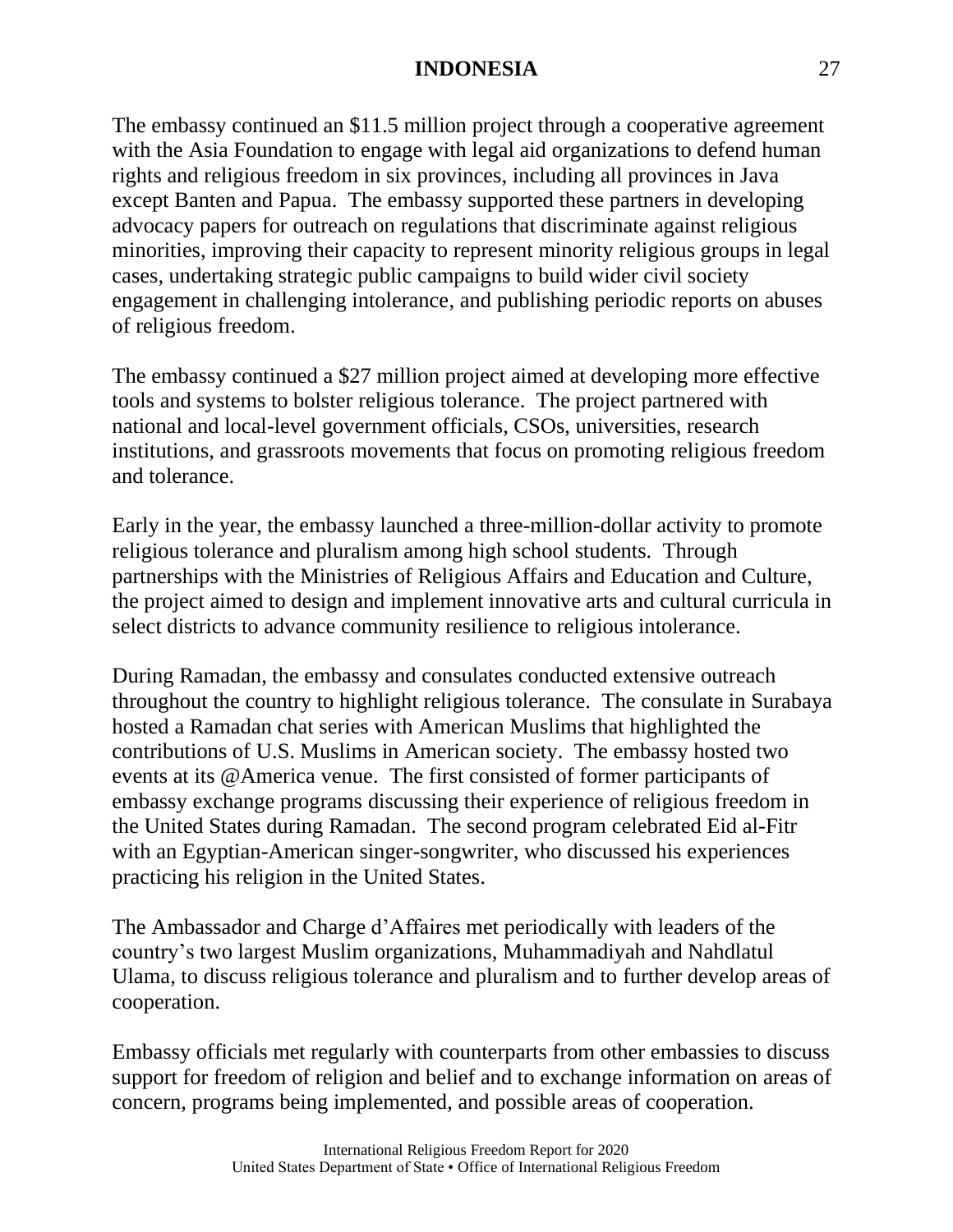The embassy continued an $11.5 million project through a cooperative agreement with the Asia Foundation to engage with legal aid organizations to defend human rights and religious freedom in six provinces, including all provinces in Java except Banten and Papua.  The embassy supported these partners in developing advocacy papers for outreach on regulations that discriminate against religious minorities, improving their capacity to represent minority religious groups in legal cases, undertaking strategic public campaigns to build wider civil society engagement in challenging intolerance, and publishing periodic reports on abuses of religious freedom.

The embassy continued a $27 million project aimed at developing more effective tools and systems to bolster religious tolerance.  The project partnered with national and local-level government officials, CSOs, universities, research institutions, and grassroots movements that focus on promoting religious freedom and tolerance.

Early in the year, the embassy launched a three-million-dollar activity to promote religious tolerance and pluralism among high school students.  Through partnerships with the Ministries of Religious Affairs and Education and Culture, the project aimed to design and implement innovative arts and cultural curricula in select districts to advance community resilience to religious intolerance.

During Ramadan, the embassy and consulates conducted extensive outreach throughout the country to highlight religious tolerance.  The consulate in Surabaya hosted a Ramadan chat series with American Muslims that highlighted the contributions of U.S. Muslims in American society.  The embassy hosted two events at its @America venue.  The first consisted of former participants of embassy exchange programs discussing their experience of religious freedom in the United States during Ramadan.  The second program celebrated Eid al-Fitr with an Egyptian-American singer-songwriter, who discussed his experiences practicing his religion in the United States.

The Ambassador and Charge d’Affaires met periodically with leaders of the country’s two largest Muslim organizations, Muhammadiyah and Nahdlatul Ulama, to discuss religious tolerance and pluralism and to further develop areas of cooperation.

Embassy officials met regularly with counterparts from other embassies to discuss support for freedom of religion and belief and to exchange information on areas of concern, programs being implemented, and possible areas of cooperation.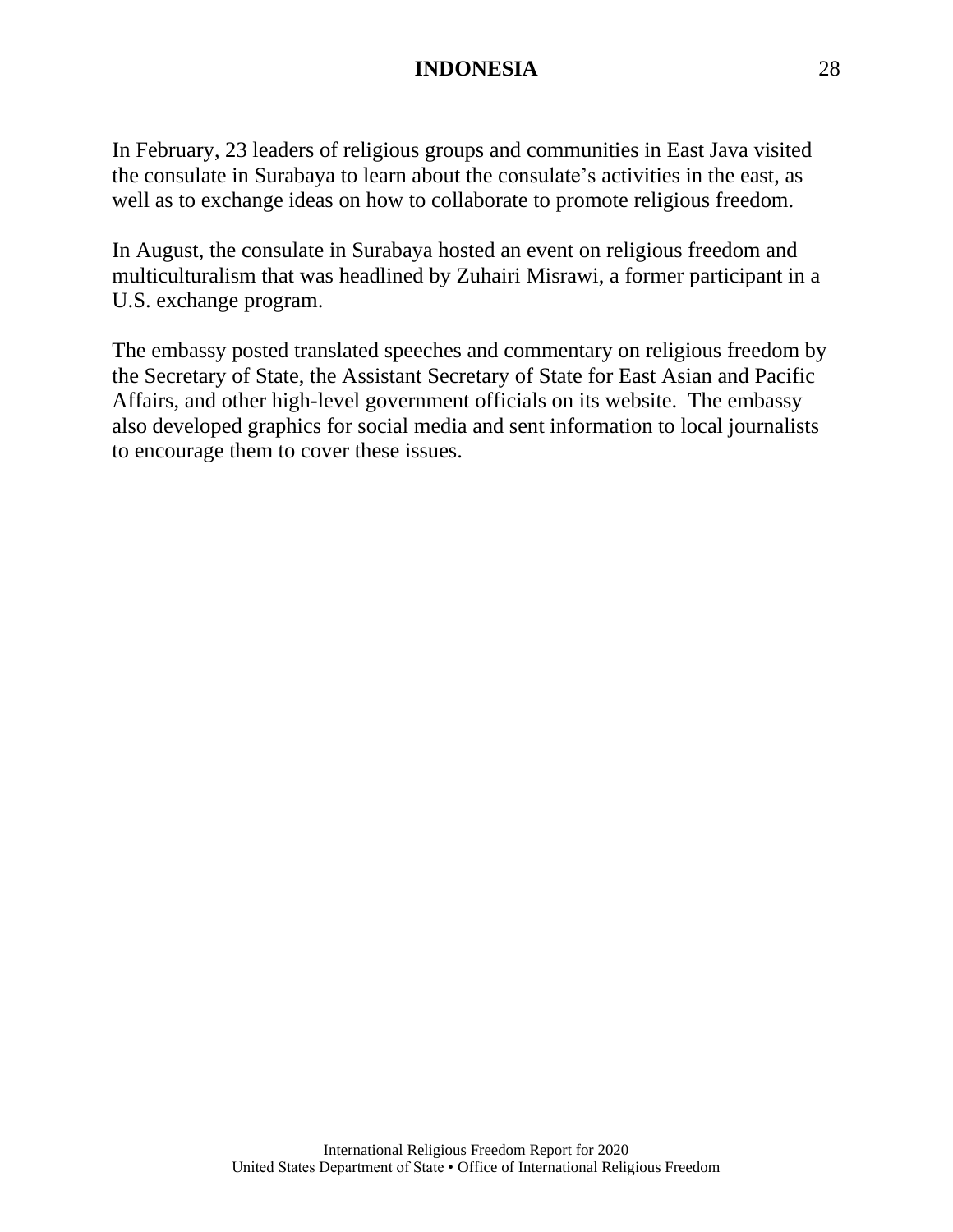In February, 23 leaders of religious groups and communities in East Java visited the consulate in Surabaya to learn about the consulate's activities in the east, as well as to exchange ideas on how to collaborate to promote religious freedom.

In August, the consulate in Surabaya hosted an event on religious freedom and multiculturalism that was headlined by Zuhairi Misrawi, a former participant in a U.S. exchange program.

The embassy posted translated speeches and commentary on religious freedom by the Secretary of State, the Assistant Secretary of State for East Asian and Pacific Affairs, and other high-level government officials on its website. The embassy also developed graphics for social media and sent information to local journalists to encourage them to cover these issues.